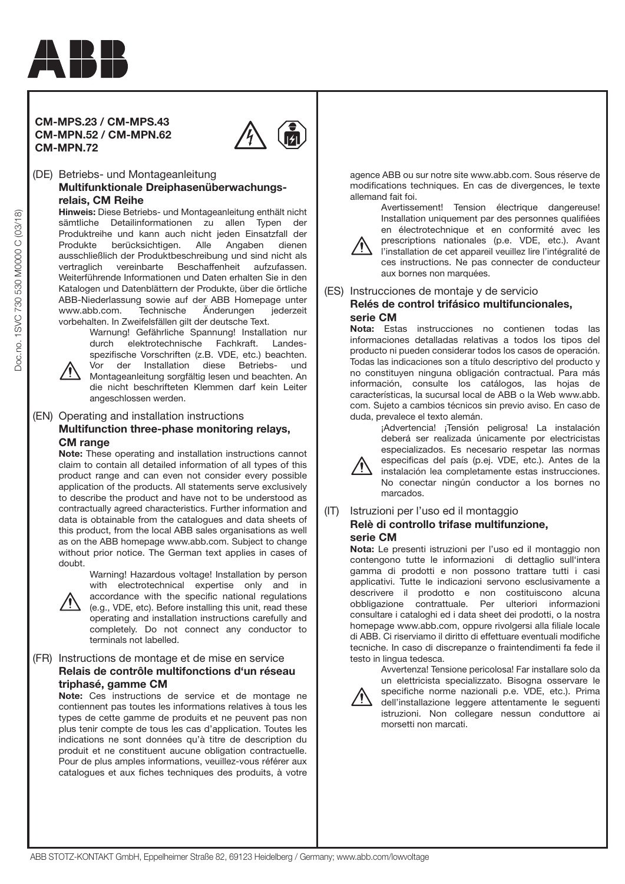**CM-MPS.23 / CM-MPS.43**
**CM-MPN.52 / CM-MPN.62**
**CM-MPN.72**

## (DE) Betriebs- und Montageanleitung

### Multifunktionale Dreiphasenüberwachungsrelais, CM Reihe

**Hinweis:** Diese Betriebs- und Montageanleitung enthält nicht sämtliche Detailinformationen zu allen Typen der Produktreihe und kann auch nicht jeden Einsatzfall der Produkte berücksichtigen. Alle Angaben dienen ausschließlich der Produktbeschreibung und sind nicht als vertraglich vereinbarte Beschaffenheit aufzufassen. Weiterführende Informationen und Daten erhalten Sie in den Katalogen und Datenblättern der Produkte, über die örtliche ABB-Niederlassung sowie auf der ABB Homepage unter www.abb.com. Technische Änderungen jederzeit vorbehalten. In Zweifelsfällen gilt der deutsche Text.

Warnung! Gefährliche Spannung! Installation nur durch elektrotechnische Fachkraft. Landesspezifische Vorschriften (z.B. VDE, etc.) beachten. Vor der Installation diese Betriebs- und Montageanleitung sorgfältig lesen und beachten. An die nicht beschrifteten Klemmen darf kein Leiter angeschlossen werden.

## (EN) Operating and installation instructions

### Multifunction three-phase monitoring relays, CM range

**Note:** These operating and installation instructions cannot claim to contain all detailed information of all types of this product range and can even not consider every possible application of the products. All statements serve exclusively to describe the product and have not to be understood as contractually agreed characteristics. Further information and data is obtainable from the catalogues and data sheets of this product, from the local ABB sales organisations as well as on the ABB homepage www.abb.com. Subject to change without prior notice. The German text applies in cases of doubt.

Warning! Hazardous voltage! Installation by person with electrotechnical expertise only and in accordance with the specific national regulations (e.g., VDE, etc). Before installing this unit, read these operating and installation instructions carefully and completely. Do not connect any conductor to terminals not labelled.

## (FR) Instructions de montage et de mise en service

### Relais de contrôle multifonctions d'un réseau triphasé, gamme CM

**Note:** Ces instructions de service et de montage ne contiennent pas toutes les informations relatives à tous les types de cette gamme de produits et ne peuvent pas non plus tenir compte de tous les cas d'application. Toutes les indications ne sont données qu'à titre de description du produit et ne constituent aucune obligation contractuelle. Pour de plus amples informations, veuillez-vous référer aux catalogues et aux fiches techniques des produits, à votre agence ABB ou sur notre site www.abb.com. Sous réserve de modifications techniques. En cas de divergences, le texte allemand fait foi.

Avertissement! Tension électrique dangereuse! Installation uniquement par des personnes qualifiées en électrotechnique et en conformité avec les prescriptions nationales (p.e. VDE, etc.). Avant l'installation de cet appareil veuillez lire l'intégralité de ces instructions. Ne pas connecter de conducteur aux bornes non marquées.

## (ES) Instrucciones de montaje y de servicio

### Relés de control trifásico multifuncionales, serie CM

**Nota:** Estas instrucciones no contienen todas las informaciones detalladas relativas a todos los tipos del producto ni pueden considerar todos los casos de operación. Todas las indicaciones son a título descriptivo del producto y no constituyen ninguna obligación contractual. Para más información, consulte los catálogos, las hojas de características, la sucursal local de ABB o la Web www.abb.com. Sujeto a cambios técnicos sin previo aviso. En caso de duda, prevalece el texto alemán.

¡Advertencia! ¡Tensión peligrosa! La instalación deberá ser realizada únicamente por electricistas especializados. Es necesario respetar las normas especificas del país (p.ej. VDE, etc.). Antes de la instalación lea completamente estas instrucciones. No conectar ningún conductor a los bornes no marcados.

## (IT) Istruzioni per l'uso ed il montaggio

### Relè di controllo trifase multifunzione, serie CM

**Nota:** Le presenti istruzioni per l'uso ed il montaggio non contengono tutte le informazioni di dettaglio sull'intera gamma di prodotti e non possono trattare tutti i casi applicativi. Tutte le indicazioni servono esclusivamente a descrivere il prodotto e non costituiscono alcuna obbligazione contrattuale. Per ulteriori informazioni consultare i cataloghi ed i data sheet dei prodotti, o la nostra homepage www.abb.com, oppure rivolgersi alla filiale locale di ABB. Ci riserviamo il diritto di effettuare eventuali modifiche tecniche. In caso di discrepanze o fraintendimenti fa fede il testo in lingua tedesca.

Avvertenza! Tensione pericolosa! Far installare solo da un elettricista specializzato. Bisogna osservare le specifiche norme nazionali p.e. VDE, etc.). Prima dell'installazione leggere attentamente le seguenti istruzioni. Non collegare nessun conduttore ai morsetti non marcati.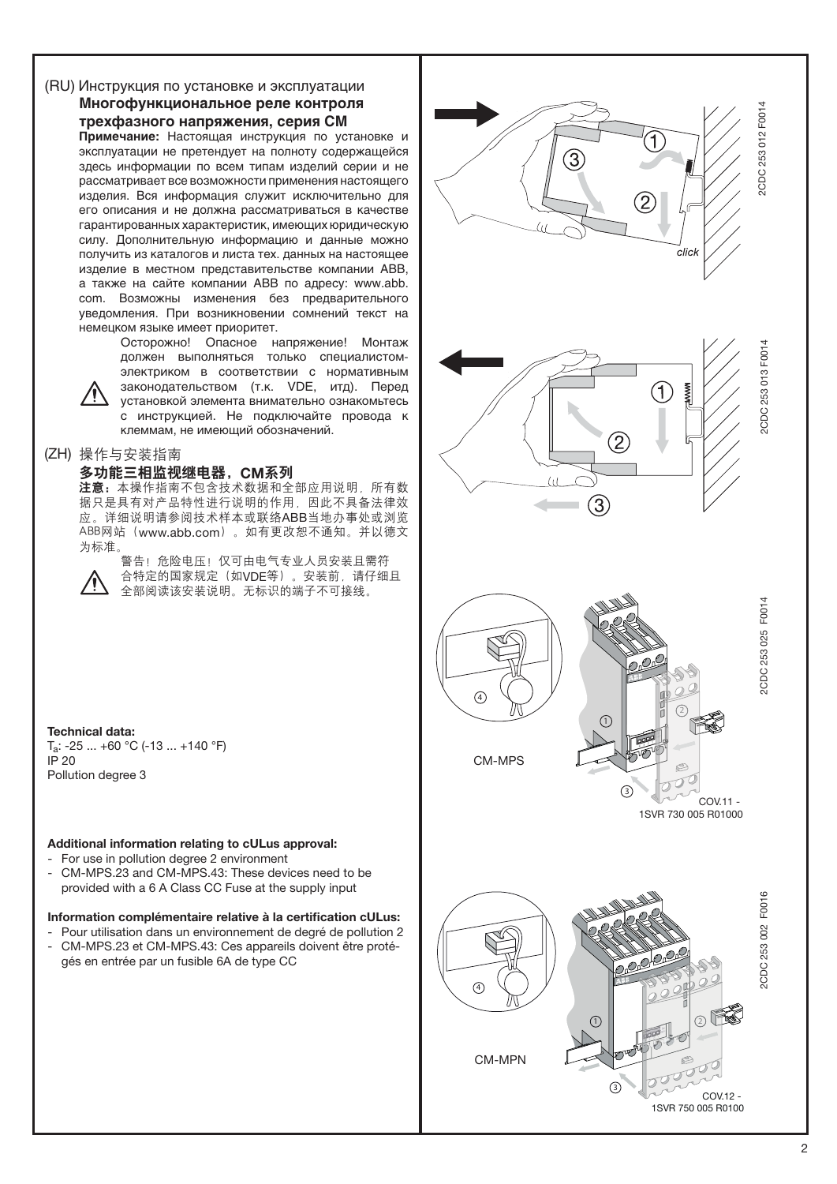(RU) Инструкция по установке и эксплуатации

## Многофункциональное реле контроля трехфазного напряжения, серия CM

**Примечание:** Настоящая инструкция по установке и эксплуатации не претендует на полноту содержащейся здесь информации по всем типам изделий серии и не рассматривает все возможности применения настоящего изделия. Вся информация служит исключительно для его описания и не должна рассматриваться в качестве гарантированных характеристик, имеющих юридическую силу. Дополнительную информацию и данные можно получить из каталогов и листа тех. данных на настоящее изделие в местном представительстве компании ABB, а также на сайте компании ABB по адресу: www.abb.com. Возможны изменения без предварительного уведомления. При возникновении сомнений текст на немецком языке имеет приоритет.

⚠ Осторожно! Опасное напряжение! Монтаж должен выполняться только специалистом-электриком в соответствии с нормативным законодательством (т.к. VDE, итд). Перед установкой элемента внимательно ознакомьтесь с инструкцией. Не подключайте провода к клеммам, не имеющий обозначений.

(ZH) 操作与安装指南

## 多功能三相监视继电器，CM系列

**注意：**本操作指南不包含技术数据和全部应用说明，所有数据只是具有对产品特性进行说明的作用，因此不具备法律效应。详细说明请参阅技术样本或联络ABB当地办事处或浏览ABB网站（www.abb.com）。如有更改恕不通知。并以德文为标准。

⚠ 警告！危险电压！仅可由电气专业人员安装且需符合特定的国家规定（如VDE等）。安装前，请仔细且全部阅读该安装说明。无标识的端子不可接线。

**Technical data:**

$T_a$: -25 ... +60 °C (-13 ... +140 °F)
IP 20
Pollution degree 3

**Additional information relating to cULus approval:**

- For use in pollution degree 2 environment
- CM-MPS.23 and CM-MPS.43: These devices need to be provided with a 6 A Class CC Fuse at the supply input

**Information complémentaire relative à la certification cULus:**

- Pour utilisation dans un environnement de degré de pollution 2
- CM-MPS.23 et CM-MPS.43: Ces appareils doivent être protégés en entrée par un fusible 6A de type CC

2CDC 253 012 F0014

2CDC 253 013 F0014

CM-MPS

COV.11 - 1SVR 730 005 R01000

2CDC 253 025 F0014

CM-MPN

COV.12 - 1SVR 750 005 R0100

2CDC 253 002 F0016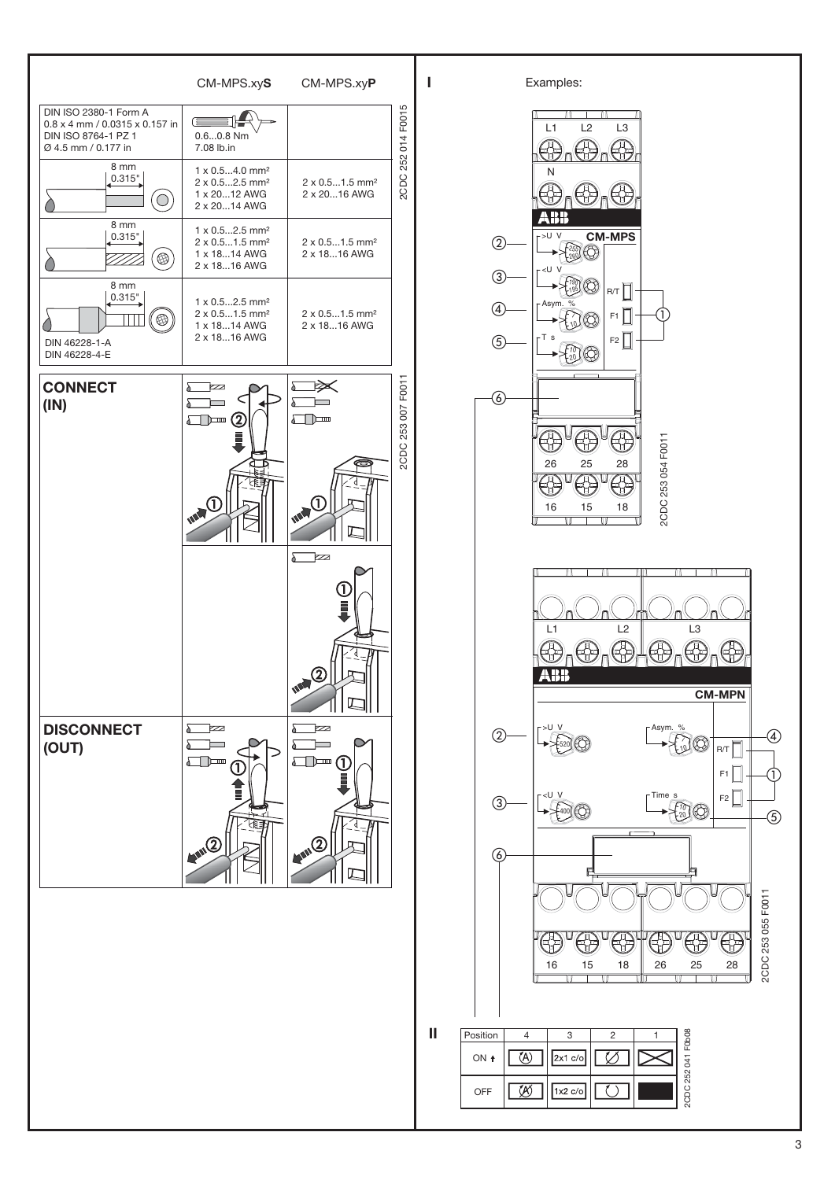| | CM-MPS.xy**S** | CM-MPS.xy**P** |
|---|---|---|
| DIN ISO 2380-1 Form A 0.8 x 4 mm / 0.0315 x 0.157 in DIN ISO 8764-1 PZ 1 Ø 4.5 mm / 0.177 in | 0.6...0.8 Nm 7.08 lb.in | |
| 8 mm 0.315" | 1 x 0.5...4.0 mm² 2 x 0.5...2.5 mm² 1 x 20...12 AWG 2 x 20...14 AWG | 2 x 0.5...1.5 mm² 2 x 20...16 AWG |
| 8 mm 0.315" | 1 x 0.5...2.5 mm² 2 x 0.5...1.5 mm² 1 x 18...14 AWG 2 x 18...16 AWG | 2 x 0.5...1.5 mm² 2 x 18...16 AWG |
| 8 mm 0.315" DIN 46228-1-A DIN 46228-4-E | 1 x 0.5...2.5 mm² 2 x 0.5...1.5 mm² 1 x 18...14 AWG 2 x 18...16 AWG | 2 x 0.5...1.5 mm² 2 x 18...16 AWG |

2CDC 252 014 F0015

**CONNECT (IN)**

**DISCONNECT (OUT)**

2CDC 253 007 F0011

**I** Examples:

CM-MPS: L1 L2 L3, N, >U V, <U V, Asym. %, T s, R/T, F1, F2, 26 25 28, 16 15 18

2CDC 253 054 F0011

CM-MPN: L1 L2 L3, >U V, <U V, Asym. %, Time s, R/T, F1, F2, 16 15 18, 26 25 28

2CDC 253 055 F0011

**II**

| Position | 4 | 3 | 2 | 1 |
|---|---|---|---|---|
| ON ↑ | (A) | 2x1 c/o | Ø | |
| OFF | (A̸) | 1x2 c/o | ○ | |

2CDC 252 041 F0b08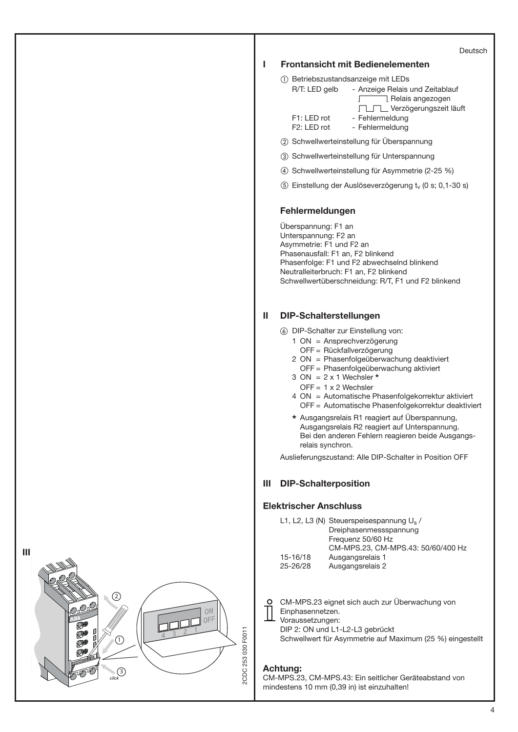Deutsch

## I Frontansicht mit Bedienelementen

① Betriebszustandsanzeige mit LEDs

R/T: LED gelb - Anzeige Relais und Zeitablauf
Relais angezogen
Verzögerungszeit läuft

F1: LED rot - Fehlermeldung
F2: LED rot - Fehlermeldung

② Schwellwerteinstellung für Überspannung

③ Schwellwerteinstellung für Unterspannung

④ Schwellwerteinstellung für Asymmetrie (2-25 %)

⑤ Einstellung der Auslöseverzögerung $t_v$ (0 s; 0,1-30 s)

### Fehlermeldungen

Überspannung: F1 an
Unterspannung: F2 an
Asymmetrie: F1 und F2 an
Phasenausfall: F1 an, F2 blinkend
Phasenfolge: F1 und F2 abwechselnd blinkend
Neutralleiterbruch: F1 an, F2 blinkend
Schwellwertüberschneidung: R/T, F1 und F2 blinkend

## II DIP-Schalterstellungen

⑥ DIP-Schalter zur Einstellung von:

1 ON = Ansprechverzögerung
OFF = Rückfallverzögerung
2 ON = Phasenfolgeüberwachung deaktiviert
OFF = Phasenfolgeüberwachung aktiviert
3 ON = 2 x 1 Wechsler *
OFF = 1 x 2 Wechsler
4 ON = Automatische Phasenfolgekorrektur aktiviert
OFF = Automatische Phasenfolgekorrektur deaktiviert

* Ausgangsrelais R1 reagiert auf Überspannung, Ausgangsrelais R2 reagiert auf Unterspannung. Bei den anderen Fehlern reagieren beide Ausgangsrelais synchron.

Auslieferungszustand: Alle DIP-Schalter in Position OFF

## III DIP-Schalterposition

III

ON
OFF
4 3 2 1
① ② ③ click

2CDC 253 030 F0011

### Elektrischer Anschluss

L1, L2, L3 (N) Steuerspeisespannung $U_S$ / Dreiphasenmessspannung
Frequenz 50/60 Hz
CM-MPS.23, CM-MPS.43: 50/60/400 Hz
15-16/18 Ausgangsrelais 1
25-26/28 Ausgangsrelais 2

CM-MPS.23 eignet sich auch zur Überwachung von Einphasennetzen.
Voraussetzungen:
DIP 2: ON und L1-L2-L3 gebrückt
Schwellwert für Asymmetrie auf Maximum (25 %) eingestellt

**Achtung:**
CM-MPS.23, CM-MPS.43: Ein seitlicher Geräteabstand von mindestens 10 mm (0,39 in) ist einzuhalten!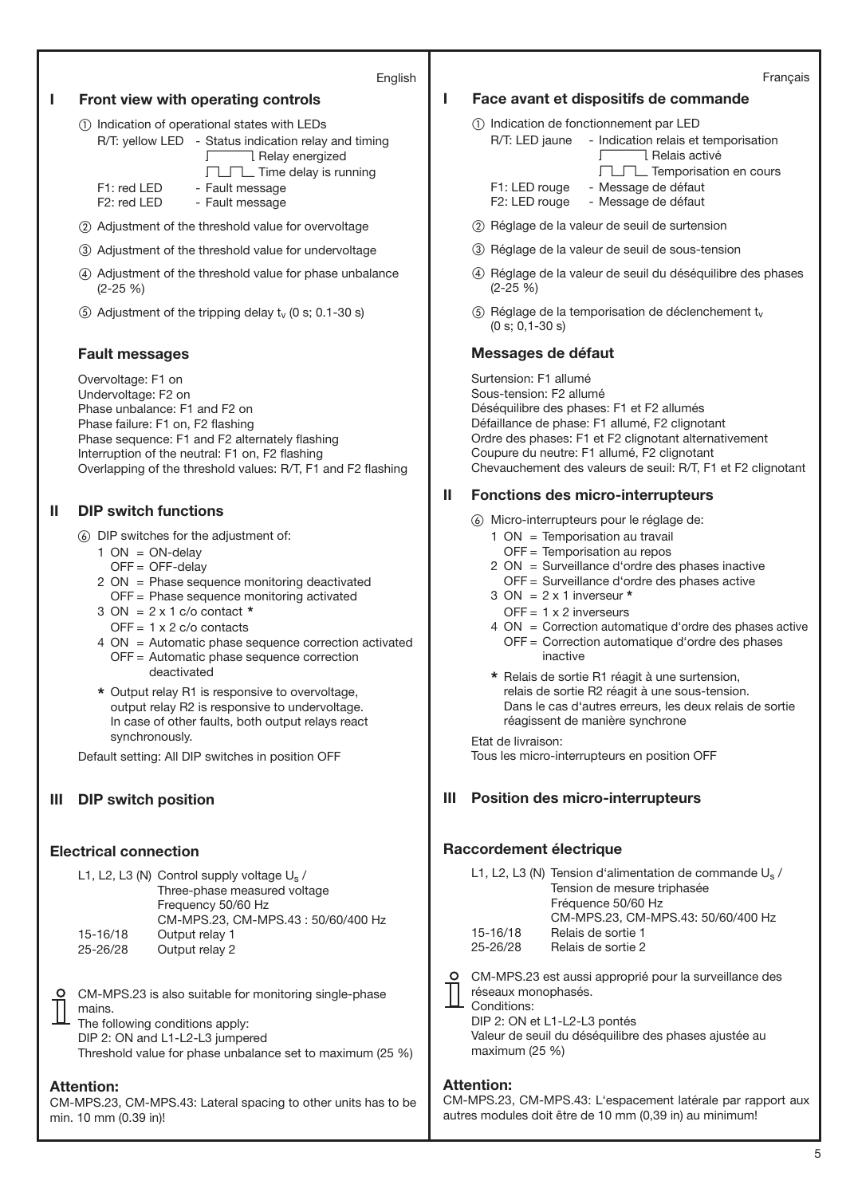English

## I Front view with operating controls

① Indication of operational states with LEDs

R/T: yellow LED - Status indication relay and timing
- Relay energized
- Time delay is running

F1: red LED - Fault message
F2: red LED - Fault message

② Adjustment of the threshold value for overvoltage

③ Adjustment of the threshold value for undervoltage

④ Adjustment of the threshold value for phase unbalance (2-25 %)

⑤ Adjustment of the tripping delay $t_v$ (0 s; 0.1-30 s)

### Fault messages

Overvoltage: F1 on
Undervoltage: F2 on
Phase unbalance: F1 and F2 on
Phase failure: F1 on, F2 flashing
Phase sequence: F1 and F2 alternately flashing
Interruption of the neutral: F1 on, F2 flashing
Overlapping of the threshold values: R/T, F1 and F2 flashing

## II DIP switch functions

⑥ DIP switches for the adjustment of:

1 ON = ON-delay
OFF = OFF-delay

2 ON = Phase sequence monitoring deactivated
OFF = Phase sequence monitoring activated

3 ON = 2 x 1 c/o contact *
OFF = 1 x 2 c/o contacts

4 ON = Automatic phase sequence correction activated
OFF = Automatic phase sequence correction deactivated

* Output relay R1 is responsive to overvoltage, output relay R2 is responsive to undervoltage. In case of other faults, both output relays react synchronously.

Default setting: All DIP switches in position OFF

## III DIP switch position

### Electrical connection

L1, L2, L3 (N) Control supply voltage $U_s$ / Three-phase measured voltage Frequency 50/60 Hz CM-MPS.23, CM-MPS.43 : 50/60/400 Hz
15-16/18 Output relay 1
25-26/28 Output relay 2

CM-MPS.23 is also suitable for monitoring single-phase mains.
The following conditions apply:
DIP 2: ON and L1-L2-L3 jumpered
Threshold value for phase unbalance set to maximum (25 %)

**Attention:**
CM-MPS.23, CM-MPS.43: Lateral spacing to other units has to be min. 10 mm (0.39 in)!

Français

## I Face avant et dispositifs de commande

① Indication de fonctionnement par LED

R/T: LED jaune - Indication relais et temporisation
- Relais activé
- Temporisation en cours

F1: LED rouge - Message de défaut
F2: LED rouge - Message de défaut

② Réglage de la valeur de seuil de surtension

③ Réglage de la valeur de seuil de sous-tension

④ Réglage de la valeur de seuil du déséquilibre des phases (2-25 %)

⑤ Réglage de la temporisation de déclenchement $t_v$ (0 s; 0,1-30 s)

### Messages de défaut

Surtension: F1 allumé
Sous-tension: F2 allumé
Déséquilibre des phases: F1 et F2 allumés
Défaillance de phase: F1 allumé, F2 clignotant
Ordre des phases: F1 et F2 clignotant alternativement
Coupure du neutre: F1 allumé, F2 clignotant
Chevauchement des valeurs de seuil: R/T, F1 et F2 clignotant

## II Fonctions des micro-interrupteurs

⑥ Micro-interrupteurs pour le réglage de:

1 ON = Temporisation au travail
OFF = Temporisation au repos

2 ON = Surveillance d'ordre des phases inactive
OFF = Surveillance d'ordre des phases active

3 ON = 2 x 1 inverseur *
OFF = 1 x 2 inverseurs

4 ON = Correction automatique d'ordre des phases active
OFF = Correction automatique d'ordre des phases inactive

* Relais de sortie R1 réagit à une surtension, relais de sortie R2 réagit à une sous-tension. Dans le cas d'autres erreurs, les deux relais de sortie réagissent de manière synchrone

Etat de livraison:
Tous les micro-interrupteurs en position OFF

## III Position des micro-interrupteurs

### Raccordement électrique

L1, L2, L3 (N) Tension d'alimentation de commande $U_s$ / Tension de mesure triphasée Fréquence 50/60 Hz CM-MPS.23, CM-MPS.43: 50/60/400 Hz
15-16/18 Relais de sortie 1
25-26/28 Relais de sortie 2

CM-MPS.23 est aussi approprié pour la surveillance des réseaux monophasés.
Conditions:
DIP 2: ON et L1-L2-L3 pontés
Valeur de seuil du déséquilibre des phases ajustée au maximum (25 %)

**Attention:**
CM-MPS.23, CM-MPS.43: L'espacement latérale par rapport aux autres modules doit être de 10 mm (0,39 in) au minimum!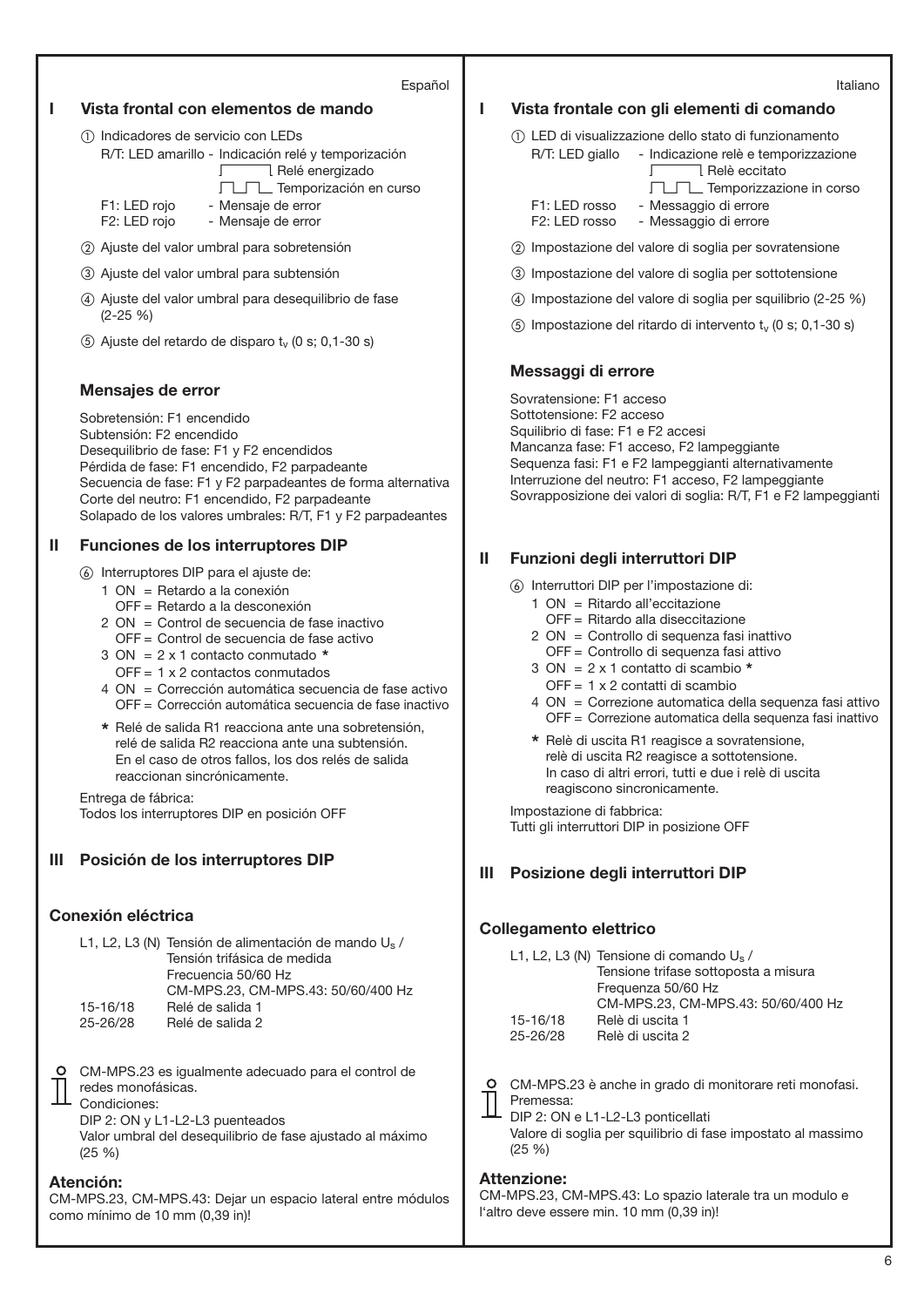Español

## I Vista frontal con elementos de mando

① Indicadores de servicio con LEDs

R/T: LED amarillo - Indicación relé y temporización
- Relé energizado
- Temporización en curso

F1: LED rojo - Mensaje de error
F2: LED rojo - Mensaje de error

② Ajuste del valor umbral para sobretensión

③ Ajuste del valor umbral para subtensión

④ Ajuste del valor umbral para desequilibrio de fase (2-25 %)

⑤ Ajuste del retardo de disparo $t_v$ (0 s; 0,1-30 s)

### Mensajes de error

Sobretensión: F1 encendido
Subtensión: F2 encendido
Desequilibrio de fase: F1 y F2 encendidos
Pérdida de fase: F1 encendido, F2 parpadeante
Secuencia de fase: F1 y F2 parpadeantes de forma alternativa
Corte del neutro: F1 encendido, F2 parpadeante
Solapado de los valores umbrales: R/T, F1 y F2 parpadeantes

## II Funciones de los interruptores DIP

⑥ Interruptores DIP para el ajuste de:

1 ON = Retardo a la conexión
OFF = Retardo a la desconexión
2 ON = Control de secuencia de fase inactivo
OFF = Control de secuencia de fase activo
3 ON = 2 x 1 contacto conmutado *
OFF = 1 x 2 contactos conmutados
4 ON = Corrección automática secuencia de fase activo
OFF = Corrección automática secuencia de fase inactivo

* Relé de salida R1 reacciona ante una sobretensión, relé de salida R2 reacciona ante una subtensión. En el caso de otros fallos, los dos relés de salida reaccionan sincrónicamente.

Entrega de fábrica:
Todos los interruptores DIP en posición OFF

## III Posición de los interruptores DIP

### Conexión eléctrica

| | |
|---|---|
| L1, L2, L3 (N) | Tensión de alimentación de mando $U_s$ / Tensión trifásica de medida Frecuencia 50/60 Hz CM-MPS.23, CM-MPS.43: 50/60/400 Hz |
| 15-16/18 | Relé de salida 1 |
| 25-26/28 | Relé de salida 2 |

CM-MPS.23 es igualmente adecuado para el control de redes monofásicas.
Condiciones:
DIP 2: ON y L1-L2-L3 puenteados
Valor umbral del desequilibrio de fase ajustado al máximo (25 %)

### Atención:

CM-MPS.23, CM-MPS.43: Dejar un espacio lateral entre módulos como mínimo de 10 mm (0,39 in)!

Italiano

## I Vista frontale con gli elementi di comando

① LED di visualizzazione dello stato di funzionamento

R/T: LED giallo - Indicazione relè e temporizzazione
- Relè eccitato
- Temporizzazione in corso

F1: LED rosso - Messaggio di errore
F2: LED rosso - Messaggio di errore

② Impostazione del valore di soglia per sovratensione

③ Impostazione del valore di soglia per sottotensione

④ Impostazione del valore di soglia per squilibrio (2-25 %)

⑤ Impostazione del ritardo di intervento $t_v$ (0 s; 0,1-30 s)

### Messaggi di errore

Sovratensione: F1 acceso
Sottotensione: F2 acceso
Squilibrio di fase: F1 e F2 accesi
Mancanza fase: F1 acceso, F2 lampeggiante
Sequenza fasi: F1 e F2 lampeggianti alternativamente
Interruzione del neutro: F1 acceso, F2 lampeggiante
Sovrapposizione dei valori di soglia: R/T, F1 e F2 lampeggianti

## II Funzioni degli interruttori DIP

⑥ Interruttori DIP per l'impostazione di:

1 ON = Ritardo all'eccitazione
OFF = Ritardo alla diseccitazione
2 ON = Controllo di sequenza fasi inattivo
OFF = Controllo di sequenza fasi attivo
3 ON = 2 x 1 contatto di scambio *
OFF = 1 x 2 contatti di scambio
4 ON = Correzione automatica della sequenza fasi attivo
OFF = Correzione automatica della sequenza fasi inattivo

* Relè di uscita R1 reagisce a sovratensione, relè di uscita R2 reagisce a sottotensione. In caso di altri errori, tutti e due i relè di uscita reagiscono sincronicamente.

Impostazione di fabbrica:
Tutti gli interruttori DIP in posizione OFF

## III Posizione degli interruttori DIP

### Collegamento elettrico

| | |
|---|---|
| L1, L2, L3 (N) | Tensione di comando $U_s$ / Tensione trifase sottoposta a misura Frequenza 50/60 Hz CM-MPS.23, CM-MPS.43: 50/60/400 Hz |
| 15-16/18 | Relè di uscita 1 |
| 25-26/28 | Relè di uscita 2 |

CM-MPS.23 è anche in grado di monitorare reti monofasi.
Premessa:
DIP 2: ON e L1-L2-L3 ponticellati
Valore di soglia per squilibrio di fase impostato al massimo (25 %)

### Attenzione:

CM-MPS.23, CM-MPS.43: Lo spazio laterale tra un modulo e l'altro deve essere min. 10 mm (0,39 in)!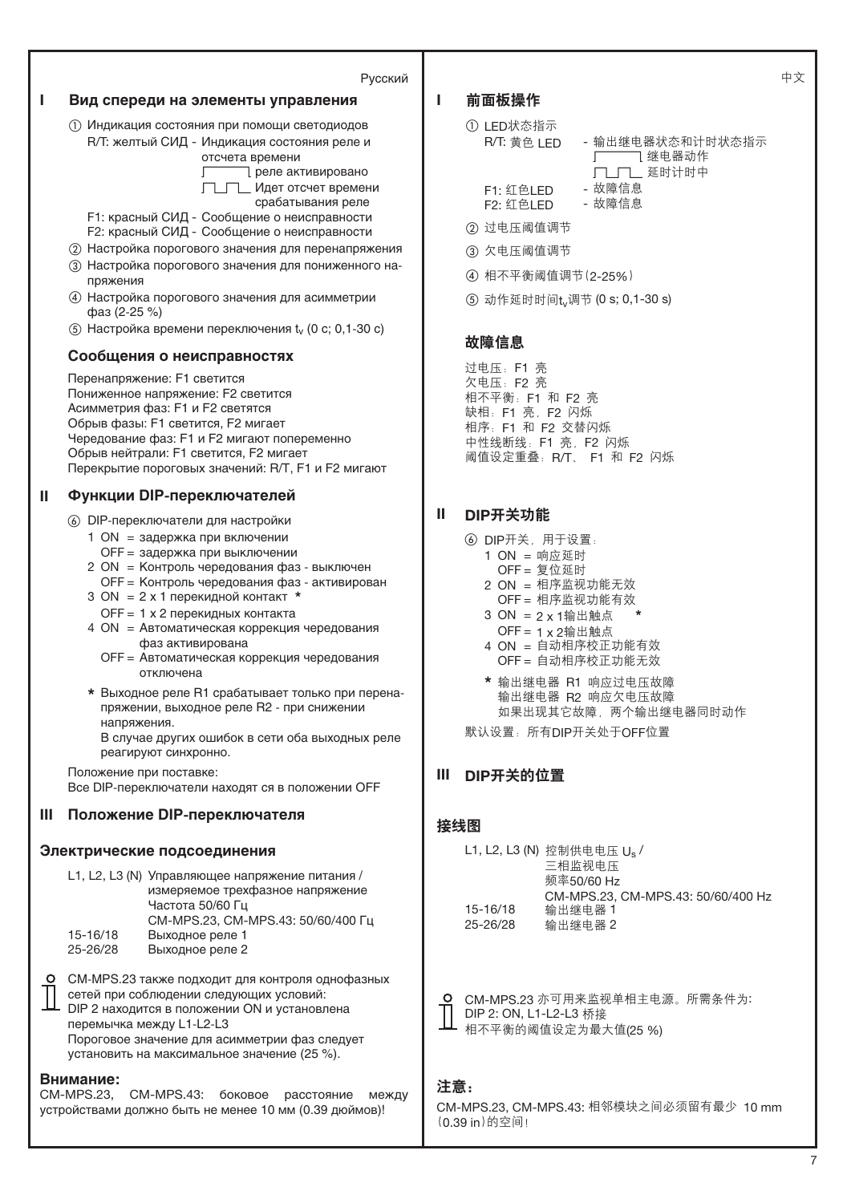Русский

# I Вид спереди на элементы управления

① Индикация состояния при помощи светодиодов

R/T: желтый СИД - Индикация состояния реле и отсчета времени
- реле активировано
- Идет отсчет времени срабатывания реле

F1: красный СИД - Сообщение о неисправности
F2: красный СИД - Сообщение о неисправности

② Настройка порогового значения для перенапряжения

③ Настройка порогового значения для пониженного напряжения

④ Настройка порогового значения для асимметрии фаз (2-25 %)

⑤ Настройка времени переключения $t_v$ (0 с; 0,1-30 с)

## Сообщения о неисправностях

Перенапряжение: F1 светится
Пониженное напряжение: F2 светится
Асимметрия фаз: F1 и F2 светятся
Обрыв фазы: F1 светится, F2 мигает
Чередование фаз: F1 и F2 мигают попеременно
Обрыв нейтрали: F1 светится, F2 мигает
Перекрытие пороговых значений: R/T, F1 и F2 мигают

# II Функции DIP-переключателей

⑥ DIP-переключатели для настройки

1 ON = задержка при включении
OFF = задержка при выключении

2 ON = Контроль чередования фаз - выключен
OFF = Контроль чередования фаз - активирован

3 ON = 2 x 1 перекидной контакт *
OFF = 1 x 2 перекидных контакта

4 ON = Автоматическая коррекция чередования фаз активирована
OFF = Автоматическая коррекция чередования фаз отключена

* Выходное реле R1 срабатывает только при перенапряжении, выходное реле R2 - при снижении напряжения.
В случае других ошибок в сети оба выходных реле реагируют синхронно.

Положение при поставке:
Все DIP-переключатели находят ся в положении OFF

# III Положение DIP-переключателя

## Электрические подсоединения

| | |
|---|---|
| L1, L2, L3 (N) | Управляющее напряжение питания / измеряемое трехфазное напряжение Частота 50/60 Гц CM-MPS.23, CM-MPS.43: 50/60/400 Гц |
| 15-16/18 | Выходное реле 1 |
| 25-26/28 | Выходное реле 2 |

CM-MPS.23 также подходит для контроля однофазных сетей при соблюдении следующих условий:
DIP 2 находится в положении ON и установлена перемычка между L1-L2-L3
Пороговое значение для асимметрии фаз следует установить на максимальное значение (25 %).

**Внимание:**
CM-MPS.23, CM-MPS.43: боковое расстояние между устройствами должно быть не менее 10 мм (0.39 дюймов)!

中文

# I 前面板操作

① LED状态指示

R/T: 黄色 LED - 输出继电器状态和计时状态指示
- 继电器动作
- 延时计时中

F1: 红色LED - 故障信息
F2: 红色LED - 故障信息

② 过电压阈值调节

③ 欠电压阈值调节

④ 相不平衡阈值调节(2-25%)

⑤ 动作延时时间$t_v$调节 (0 s; 0,1-30 s)

## 故障信息

过电压：F1 亮
欠电压：F2 亮
相不平衡：F1 和 F2 亮
缺相：F1 亮，F2 闪烁
相序：F1 和 F2 交替闪烁
中性线断线：F1 亮，F2 闪烁
阈值设定重叠：R/T、 F1 和 F2 闪烁

# II DIP开关功能

⑥ DIP开关，用于设置：

1 ON = 响应延时
OFF = 复位延时

2 ON = 相序监视功能无效
OFF = 相序监视功能有效

3 ON = 2 x 1输出触点 *
OFF = 1 x 2输出触点

4 ON = 自动相序校正功能有效
OFF = 自动相序校正功能无效

* 输出继电器 R1 响应过电压故障
输出继电器 R2 响应欠电压故障
如果出现其它故障，两个输出继电器同时动作

默认设置：所有DIP开关处于OFF位置

# III DIP开关的位置

## 接线图

| | |
|---|---|
| L1, L2, L3 (N) | 控制供电电压 $U_s$ / 三相监视电压 频率50/60 Hz CM-MPS.23, CM-MPS.43: 50/60/400 Hz |
| 15-16/18 | 输出继电器 1 |
| 25-26/28 | 输出继电器 2 |

CM-MPS.23 亦可用来监视单相主电源。所需条件为:
DIP 2: ON, L1-L2-L3 桥接
相不平衡的阈值设定为最大值(25 %)

**注意：**
CM-MPS.23, CM-MPS.43: 相邻模块之间必须留有最少 10 mm (0.39 in)的空间！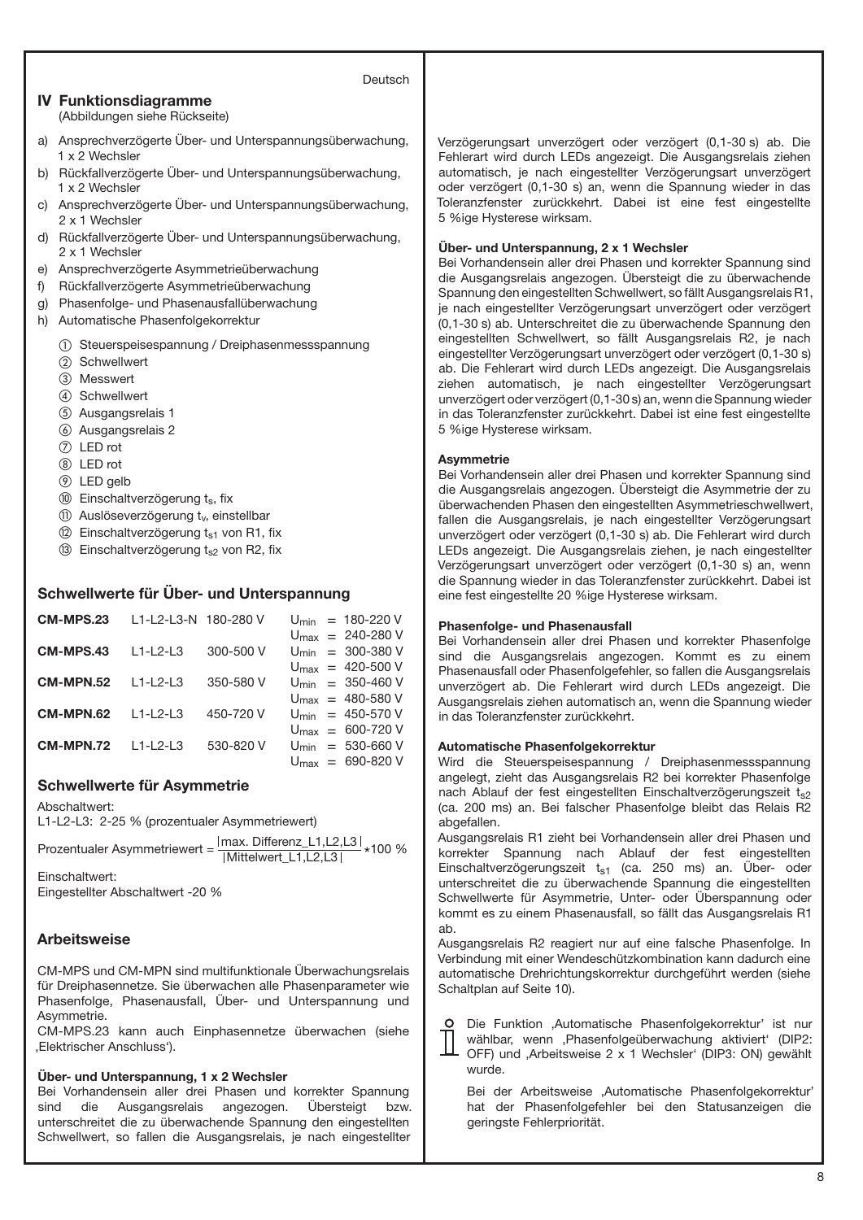Deutsch

## IV Funktionsdiagramme

(Abbildungen siehe Rückseite)

a) Ansprechverzögerte Über- und Unterspannungsüberwachung, 1 x 2 Wechsler
b) Rückfallverzögerte Über- und Unterspannungsüberwachung, 1 x 2 Wechsler
c) Ansprechverzögerte Über- und Unterspannungsüberwachung, 2 x 1 Wechsler
d) Rückfallverzögerte Über- und Unterspannungsüberwachung, 2 x 1 Wechsler
e) Ansprechverzögerte Asymmetrieüberwachung
f) Rückfallverzögerte Asymmetrieüberwachung
g) Phasenfolge- und Phasenausfallüberwachung
h) Automatische Phasenfolgekorrektur

① Steuerspeisespannung / Dreiphasenmessspannung
② Schwellwert
③ Messwert
④ Schwellwert
⑤ Ausgangsrelais 1
⑥ Ausgangsrelais 2
⑦ LED rot
⑧ LED rot
⑨ LED gelb
⑩ Einschaltverzögerung $t_s$, fix
⑪ Auslöseverzögerung $t_v$, einstellbar
⑫ Einschaltverzögerung $t_{s1}$ von R1, fix
⑬ Einschaltverzögerung $t_{s2}$ von R2, fix

### Schwellwerte für Über- und Unterspannung

| | | | |
|---|---|---|---|
| **CM-MPS.23** | L1-L2-L3-N | 180-280 V | $U_{min}$ = 180-220 V |
| | | | $U_{max}$ = 240-280 V |
| **CM-MPS.43** | L1-L2-L3 | 300-500 V | $U_{min}$ = 300-380 V |
| | | | $U_{max}$ = 420-500 V |
| **CM-MPN.52** | L1-L2-L3 | 350-580 V | $U_{min}$ = 350-460 V |
| | | | $U_{max}$ = 480-580 V |
| **CM-MPN.62** | L1-L2-L3 | 450-720 V | $U_{min}$ = 450-570 V |
| | | | $U_{max}$ = 600-720 V |
| **CM-MPN.72** | L1-L2-L3 | 530-820 V | $U_{min}$ = 530-660 V |
| | | | $U_{max}$ = 690-820 V |

### Schwellwerte für Asymmetrie

Abschaltwert:
L1-L2-L3: 2-25 % (prozentualer Asymmetriewert)

$$\text{Prozentualer Asymmetriewert} = \frac{|\text{max. Differenz\_L1,L2,L3}|}{|\text{Mittelwert\_L1,L2,L3}|} * 100\ \%$$

Einschaltwert:
Eingestellter Abschaltwert -20 %

### Arbeitsweise

CM-MPS und CM-MPN sind multifunktionale Überwachungsrelais für Dreiphasennetze. Sie überwachen alle Phasenparameter wie Phasenfolge, Phasenausfall, Über- und Unterspannung und Asymmetrie.
CM-MPS.23 kann auch Einphasennetze überwachen (siehe ‚Elektrischer Anschluss').

**Über- und Unterspannung, 1 x 2 Wechsler**
Bei Vorhandensein aller drei Phasen und korrekter Spannung sind die Ausgangsrelais angezogen. Übersteigt bzw. unterschreitet die zu überwachende Spannung den eingestellten Schwellwert, so fallen die Ausgangsrelais, je nach eingestellter Verzögerungsart unverzögert oder verzögert (0,1-30 s) ab. Die Fehlerart wird durch LEDs angezeigt. Die Ausgangsrelais ziehen automatisch, je nach eingestellter Verzögerungsart unverzögert oder verzögert (0,1-30 s) an, wenn die Spannung wieder in das Toleranzfenster zurückkehrt. Dabei ist eine fest eingestellte 5 %ige Hysterese wirksam.

**Über- und Unterspannung, 2 x 1 Wechsler**
Bei Vorhandensein aller drei Phasen und korrekter Spannung sind die Ausgangsrelais angezogen. Übersteigt die zu überwachende Spannung den eingestellten Schwellwert, so fällt Ausgangsrelais R1, je nach eingestellter Verzögerungsart unverzögert oder verzögert (0,1-30 s) ab. Unterschreitet die zu überwachende Spannung den eingestellten Schwellwert, so fällt Ausgangsrelais R2, je nach eingestellter Verzögerungsart unverzögert oder verzögert (0,1-30 s) ab. Die Fehlerart wird durch LEDs angezeigt. Die Ausgangsrelais ziehen automatisch, je nach eingestellter Verzögerungsart unverzögert oder verzögert (0,1-30 s) an, wenn die Spannung wieder in das Toleranzfenster zurückkehrt. Dabei ist eine fest eingestellte 5 %ige Hysterese wirksam.

**Asymmetrie**
Bei Vorhandensein aller drei Phasen und korrekter Spannung sind die Ausgangsrelais angezogen. Übersteigt die Asymmetrie der zu überwachenden Phasen den eingestellten Asymmetrieschwellwert, fallen die Ausgangsrelais, je nach eingestellter Verzögerungsart unverzögert oder verzögert (0,1-30 s) ab. Die Fehlerart wird durch LEDs angezeigt. Die Ausgangsrelais ziehen, je nach eingestellter Verzögerungsart unverzögert oder verzögert (0,1-30 s) an, wenn die Spannung wieder in das Toleranzfenster zurückkehrt. Dabei ist eine fest eingestellte 20 %ige Hysterese wirksam.

**Phasenfolge- und Phasenausfall**
Bei Vorhandensein aller drei Phasen und korrekter Phasenfolge sind die Ausgangsrelais angezogen. Kommt es zu einem Phasenausfall oder Phasenfolgefehler, so fallen die Ausgangsrelais unverzögert ab. Die Fehlerart wird durch LEDs angezeigt. Die Ausgangsrelais ziehen automatisch an, wenn die Spannung wieder in das Toleranzfenster zurückkehrt.

**Automatische Phasenfolgekorrektur**
Wird die Steuerspeisespannung / Dreiphasenmessspannung angelegt, zieht das Ausgangsrelais R2 bei korrekter Phasenfolge nach Ablauf der fest eingestellten Einschaltverzögerungszeit $t_{s2}$ (ca. 200 ms) an. Bei falscher Phasenfolge bleibt das Relais R2 abgefallen.
Ausgangsrelais R1 zieht bei Vorhandensein aller drei Phasen und korrekter Spannung nach Ablauf der fest eingestellten Einschaltverzögerungszeit $t_{s1}$ (ca. 250 ms) an. Über- oder unterschreitet die zu überwachende Spannung die eingestellten Schwellwerte für Asymmetrie, Unter- oder Überspannung oder kommt es zu einem Phasenausfall, so fällt das Ausgangsrelais R1 ab.
Ausgangsrelais R2 reagiert nur auf eine falsche Phasenfolge. In Verbindung mit einer Wendeschützkombination kann dadurch eine automatische Drehrichtungskorrektur durchgeführt werden (siehe Schaltplan auf Seite 10).

Die Funktion ‚Automatische Phasenfolgekorrektur' ist nur wählbar, wenn ‚Phasenfolgeüberwachung aktiviert' (DIP2: OFF) und ‚Arbeitsweise 2 x 1 Wechsler' (DIP3: ON) gewählt wurde.

Bei der Arbeitsweise ‚Automatische Phasenfolgekorrektur' hat der Phasenfolgefehler bei den Statusanzeigen die geringste Fehlerpriorität.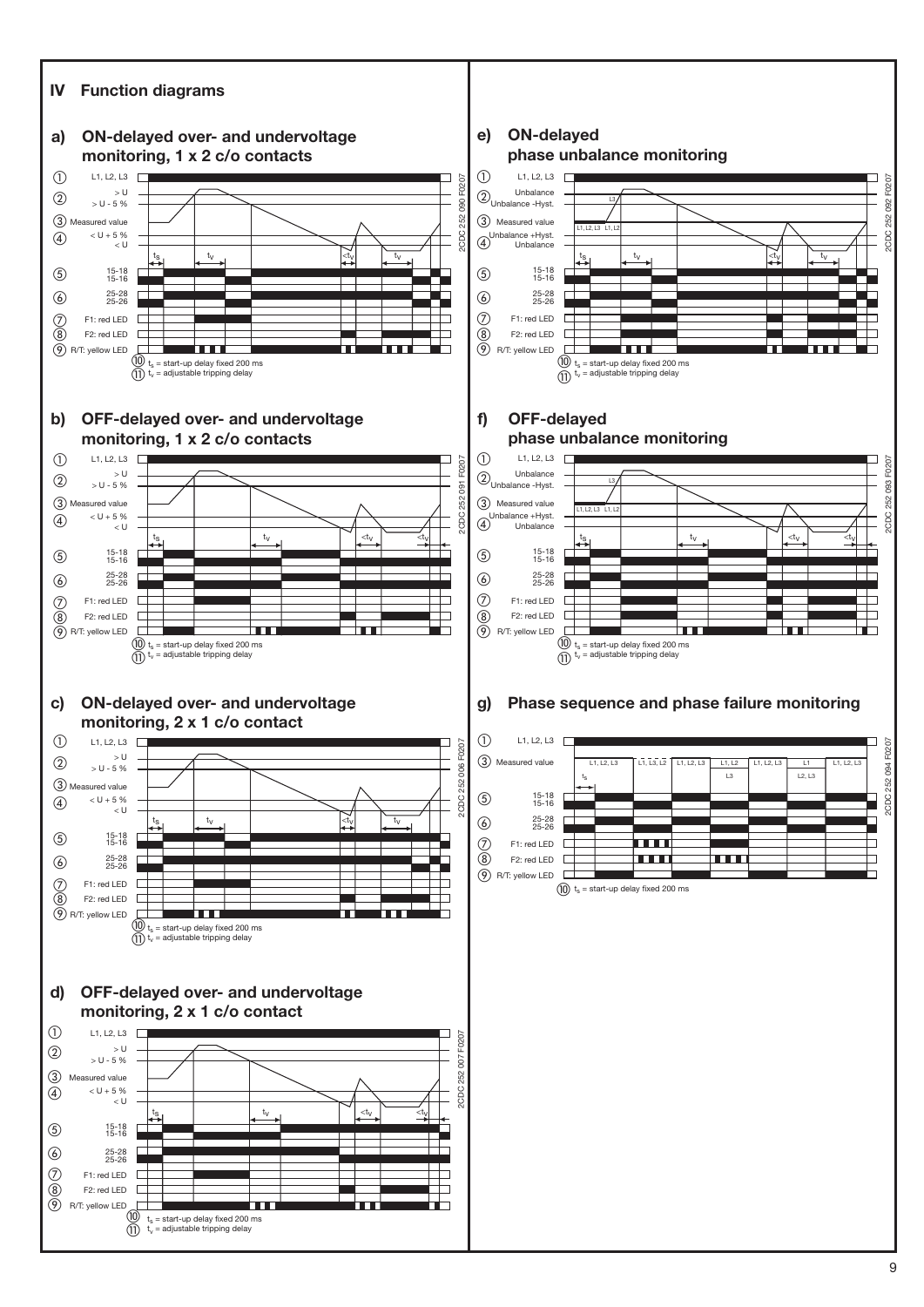## IV Function diagrams

### a) ON-delayed over- and undervoltage monitoring, 1 x 2 c/o contacts

① L1, L2, L3
② > U / > U - 5 %
③ Measured value
④ < U + 5 % / < U
⑤ 15-18 / 15-16
⑥ 25-28 / 25-26
⑦ F1: red LED
⑧ F2: red LED
⑨ R/T: yellow LED
⑩ $t_s$ = start-up delay fixed 200 ms
⑪ $t_v$ = adjustable tripping delay

2CDC 252 090 F0207

### b) OFF-delayed over- and undervoltage monitoring, 1 x 2 c/o contacts

① L1, L2, L3
② > U / > U - 5 %
③ Measured value
④ < U + 5 % / < U
⑤ 15-18 / 15-16
⑥ 25-28 / 25-26
⑦ F1: red LED
⑧ F2: red LED
⑨ R/T: yellow LED
⑩ $t_s$ = start-up delay fixed 200 ms
⑪ $t_v$ = adjustable tripping delay

2CDC 252 091 F0207

### c) ON-delayed over- and undervoltage monitoring, 2 x 1 c/o contact

① L1, L2, L3
② > U / > U - 5 %
③ Measured value
④ < U + 5 % / < U
⑤ 15-18 / 15-16
⑥ 25-28 / 25-26
⑦ F1: red LED
⑧ F2: red LED
⑨ R/T: yellow LED
⑩ $t_s$ = start-up delay fixed 200 ms
⑪ $t_v$ = adjustable tripping delay

2CDC 252 006 F0207

### d) OFF-delayed over- and undervoltage monitoring, 2 x 1 c/o contact

① L1, L2, L3
② > U / > U - 5 %
③ Measured value
④ < U + 5 % / < U
⑤ 15-18 / 15-16
⑥ 25-28 / 25-26
⑦ F1: red LED
⑧ F2: red LED
⑨ R/T: yellow LED
⑩ $t_s$ = start-up delay fixed 200 ms
⑪ $t_v$ = adjustable tripping delay

2CDC 252 007 F0207

### e) ON-delayed phase unbalance monitoring

① L1, L2, L3
② Unbalance / Unbalance -Hyst.
③ Measured value
④ Unbalance +Hyst. / Unbalance
⑤ 15-18 / 15-16
⑥ 25-28 / 25-26
⑦ F1: red LED
⑧ F2: red LED
⑨ R/T: yellow LED
⑩ $t_s$ = start-up delay fixed 200 ms
⑪ $t_v$ = adjustable tripping delay

2CDC 252 092 F0207

### f) OFF-delayed phase unbalance monitoring

① L1, L2, L3
② Unbalance / Unbalance -Hyst.
③ Measured value
④ Unbalance +Hyst. / Unbalance
⑤ 15-18 / 15-16
⑥ 25-28 / 25-26
⑦ F1: red LED
⑧ F2: red LED
⑨ R/T: yellow LED
⑩ $t_s$ = start-up delay fixed 200 ms
⑪ $t_v$ = adjustable tripping delay

2CDC 252 093 F0207

### g) Phase sequence and phase failure monitoring

① L1, L2, L3
③ Measured value: L1, L2, L3 | L1, L3, L2 | L1, L2, L3 | L1, L2 / L3 | L1, L2, L3 | L1 / L2, L3 | L1, L2, L3
⑤ 15-18 / 15-16
⑥ 25-28 / 25-26
⑦ F1: red LED
⑧ F2: red LED
⑨ R/T: yellow LED
⑩ $t_s$ = start-up delay fixed 200 ms

2CDC 252 094 F0207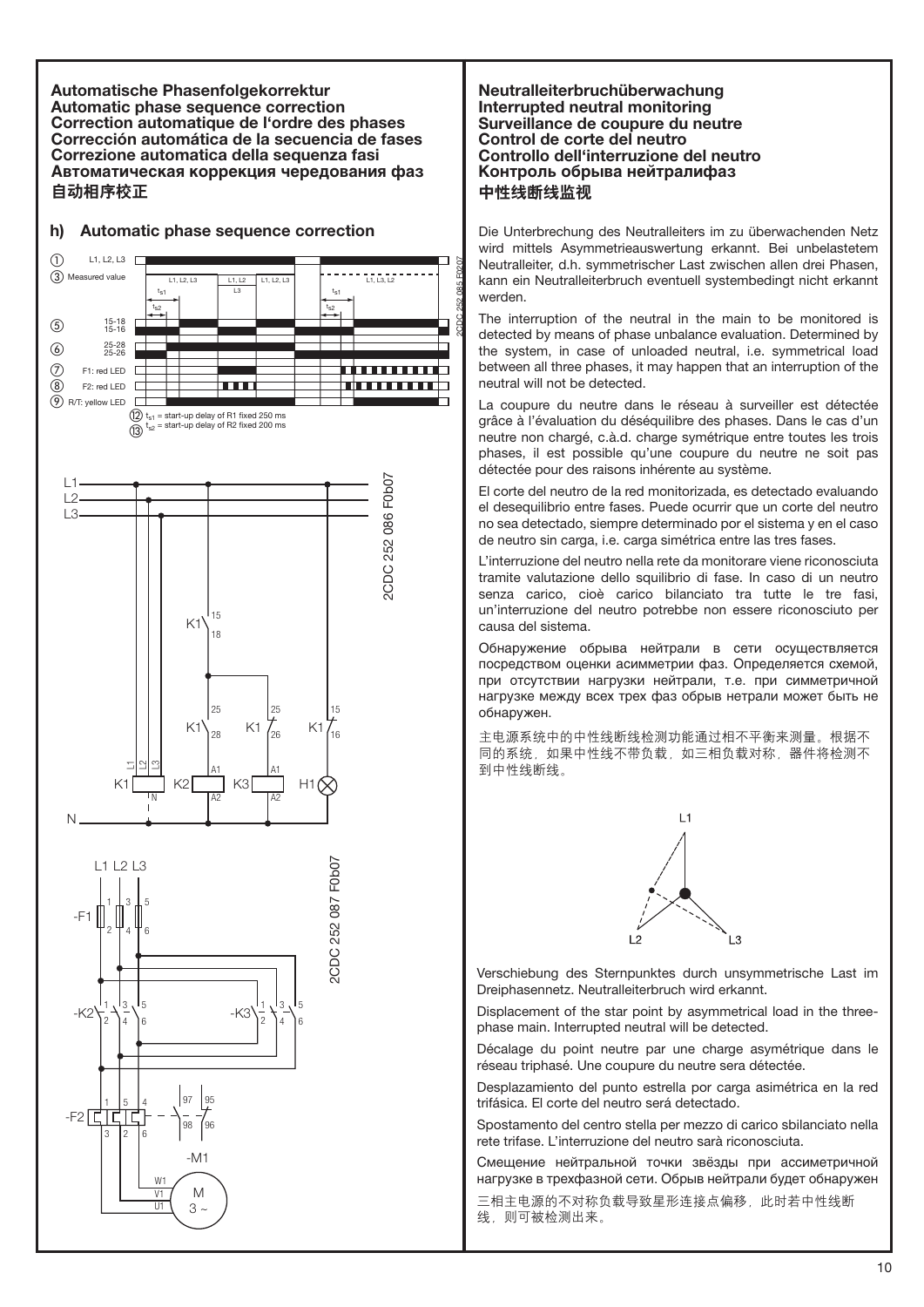**Automatische Phasenfolgekorrektur**
**Automatic phase sequence correction**
**Correction automatique de l'ordre des phases**
**Corrección automática de la secuencia de fases**
**Correzione automatica della sequenza fasi**
**Автоматическая коррекция чередования фаз**
**自动相序校正**

## h) Automatic phase sequence correction

① L1, L2, L3
③ Measured value
⑤ 15-18 / 15-16
⑥ 25-28 / 25-26
⑦ F1: red LED
⑧ F2: red LED
⑨ R/T: yellow LED
⑫ $t_{s1}$ = start-up delay of R1 fixed 250 ms
⑬ $t_{s2}$ = start-up delay of R2 fixed 200 ms

2CDC 252 085 F0207

2CDC 252 086 F0b07

2CDC 252 087 F0b07

**Neutralleiterbruchüberwachung**
**Interrupted neutral monitoring**
**Surveillance de coupure du neutre**
**Control de corte del neutro**
**Controllo dell'interruzione del neutro**
**Контроль обрыва нейтралифаз**
**中性线断线监视**

Die Unterbrechung des Neutralleiters im zu überwachenden Netz wird mittels Asymmetrieauswertung erkannt. Bei unbelastetem Neutralleiter, d.h. symmetrischer Last zwischen allen drei Phasen, kann ein Neutralleiterbruch eventuell systembedingt nicht erkannt werden.

The interruption of the neutral in the main to be monitored is detected by means of phase unbalance evaluation. Determined by the system, in case of unloaded neutral, i.e. symmetrical load between all three phases, it may happen that an interruption of the neutral will not be detected.

La coupure du neutre dans le réseau à surveiller est détectée grâce à l'évaluation du déséquilibre des phases. Dans le cas d'un neutre non chargé, c.à.d. charge symétrique entre toutes les trois phases, il est possible qu'une coupure du neutre ne soit pas détectée pour des raisons inhérente au système.

El corte del neutro de la red monitorizada, es detectado evaluando el desequilibrio entre fases. Puede ocurrir que un corte del neutro no sea detectado, siempre determinado por el sistema y en el caso de neutro sin carga, i.e. carga simétrica entre las tres fases.

L'interruzione del neutro nella rete da monitorare viene riconosciuta tramite valutazione dello squilibrio di fase. In caso di un neutro senza carico, cioè carico bilanciato tra tutte le tre fasi, un'interruzione del neutro potrebbe non essere riconosciuto per causa del sistema.

Обнаружение обрыва нейтрали в сети осуществляется посредством оценки асимметрии фаз. Определяется схемой, при отсутствии нагрузки нейтрали, т.е. при симметричной нагрузке между всех трех фаз обрыв нетрали может быть не обнаружен.

主电源系统中的中性线断线检测功能通过相不平衡来测量。根据不同的系统，如果中性线不带负载，如三相负载对称，器件将检测不到中性线断线。

Verschiebung des Sternpunktes durch unsymmetrische Last im Dreiphasennetz. Neutralleiterbruch wird erkannt.

Displacement of the star point by asymmetrical load in the three-phase main. Interrupted neutral will be detected.

Décalage du point neutre par une charge asymétrique dans le réseau triphasé. Une coupure du neutre sera détectée.

Desplazamiento del punto estrella por carga asimétrica en la red trifásica. El corte del neutro será detectado.

Spostamento del centro stella per mezzo di carico sbilanciato nella rete trifase. L'interruzione del neutro sarà riconosciuta.

Смещение нейтральной точки звёзды при ассиметричной нагрузке в трехфазной сети. Обрыв нейтрали будет обнаружен

三相主电源的不对称负载导致星形连接点偏移，此时若中性线断线，则可被检测出来。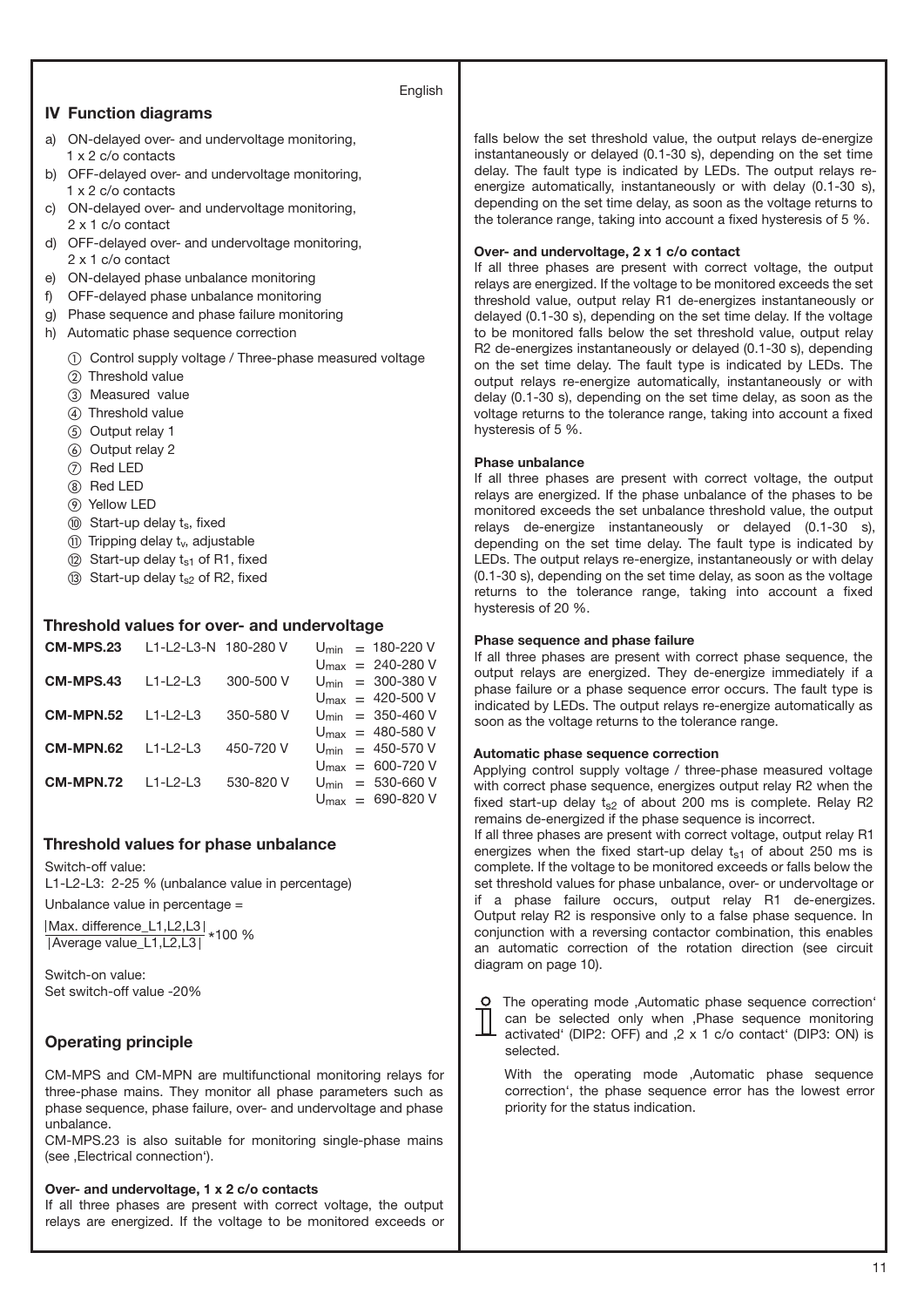English

## IV Function diagrams

a) ON-delayed over- and undervoltage monitoring, 1 x 2 c/o contacts
b) OFF-delayed over- and undervoltage monitoring, 1 x 2 c/o contacts
c) ON-delayed over- and undervoltage monitoring, 2 x 1 c/o contact
d) OFF-delayed over- and undervoltage monitoring, 2 x 1 c/o contact
e) ON-delayed phase unbalance monitoring
f) OFF-delayed phase unbalance monitoring
g) Phase sequence and phase failure monitoring
h) Automatic phase sequence correction

① Control supply voltage / Three-phase measured voltage
② Threshold value
③ Measured value
④ Threshold value
⑤ Output relay 1
⑥ Output relay 2
⑦ Red LED
⑧ Red LED
⑨ Yellow LED
⑩ Start-up delay $t_s$, fixed
⑪ Tripping delay $t_v$, adjustable
⑫ Start-up delay $t_{s1}$ of R1, fixed
⑬ Start-up delay $t_{s2}$ of R2, fixed

### Threshold values for over- and undervoltage

| | | | |
|---|---|---|---|
| **CM-MPS.23** | L1-L2-L3-N | 180-280 V | $U_{min}$ = 180-220 V |
| | | | $U_{max}$ = 240-280 V |
| **CM-MPS.43** | L1-L2-L3 | 300-500 V | $U_{min}$ = 300-380 V |
| | | | $U_{max}$ = 420-500 V |
| **CM-MPN.52** | L1-L2-L3 | 350-580 V | $U_{min}$ = 350-460 V |
| | | | $U_{max}$ = 480-580 V |
| **CM-MPN.62** | L1-L2-L3 | 450-720 V | $U_{min}$ = 450-570 V |
| | | | $U_{max}$ = 600-720 V |
| **CM-MPN.72** | L1-L2-L3 | 530-820 V | $U_{min}$ = 530-660 V |
| | | | $U_{max}$ = 690-820 V |

### Threshold values for phase unbalance

Switch-off value:
L1-L2-L3: 2-25 % (unbalance value in percentage)

Unbalance value in percentage =

$$\frac{|\text{Max. difference\_L1,L2,L3}|}{|\text{Average value\_L1,L2,L3}|} * 100\ \%$$

Switch-on value:
Set switch-off value -20%

### Operating principle

CM-MPS and CM-MPN are multifunctional monitoring relays for three-phase mains. They monitor all phase parameters such as phase sequence, phase failure, over- and undervoltage and phase unbalance.
CM-MPS.23 is also suitable for monitoring single-phase mains (see ‚Electrical connection').

**Over- and undervoltage, 1 x 2 c/o contacts**
If all three phases are present with correct voltage, the output relays are energized. If the voltage to be monitored exceeds or falls below the set threshold value, the output relays de-energize instantaneously or delayed (0.1-30 s), depending on the set time delay. The fault type is indicated by LEDs. The output relays re-energize automatically, instantaneously or with delay (0.1-30 s), depending on the set time delay, as soon as the voltage returns to the tolerance range, taking into account a fixed hysteresis of 5 %.

**Over- and undervoltage, 2 x 1 c/o contact**
If all three phases are present with correct voltage, the output relays are energized. If the voltage to be monitored exceeds the set threshold value, output relay R1 de-energizes instantaneously or delayed (0.1-30 s), depending on the set time delay. If the voltage to be monitored falls below the set threshold value, output relay R2 de-energizes instantaneously or delayed (0.1-30 s), depending on the set time delay. The fault type is indicated by LEDs. The output relays re-energize automatically, instantaneously or with delay (0.1-30 s), depending on the set time delay, as soon as the voltage returns to the tolerance range, taking into account a fixed hysteresis of 5 %.

**Phase unbalance**
If all three phases are present with correct voltage, the output relays are energized. If the phase unbalance of the phases to be monitored exceeds the set unbalance threshold value, the output relays de-energize instantaneously or delayed (0.1-30 s), depending on the set time delay. The fault type is indicated by LEDs. The output relays re-energize, instantaneously or with delay (0.1-30 s), depending on the set time delay, as soon as the voltage returns to the tolerance range, taking into account a fixed hysteresis of 20 %.

**Phase sequence and phase failure**
If all three phases are present with correct phase sequence, the output relays are energized. They de-energize immediately if a phase failure or a phase sequence error occurs. The fault type is indicated by LEDs. The output relays re-energize automatically as soon as the voltage returns to the tolerance range.

**Automatic phase sequence correction**
Applying control supply voltage / three-phase measured voltage with correct phase sequence, energizes output relay R2 when the fixed start-up delay $t_{s2}$ of about 200 ms is complete. Relay R2 remains de-energized if the phase sequence is incorrect.
If all three phases are present with correct voltage, output relay R1 energizes when the fixed start-up delay $t_{s1}$ of about 250 ms is complete. If the voltage to be monitored exceeds or falls below the set threshold values for phase unbalance, over- or undervoltage or if a phase failure occurs, output relay R1 de-energizes. Output relay R2 is responsive only to a false phase sequence. In conjunction with a reversing contactor combination, this enables an automatic correction of the rotation direction (see circuit diagram on page 10).

The operating mode ‚Automatic phase sequence correction' can be selected only when ‚Phase sequence monitoring activated' (DIP2: OFF) and ‚2 x 1 c/o contact' (DIP3: ON) is selected.

With the operating mode ‚Automatic phase sequence correction', the phase sequence error has the lowest error priority for the status indication.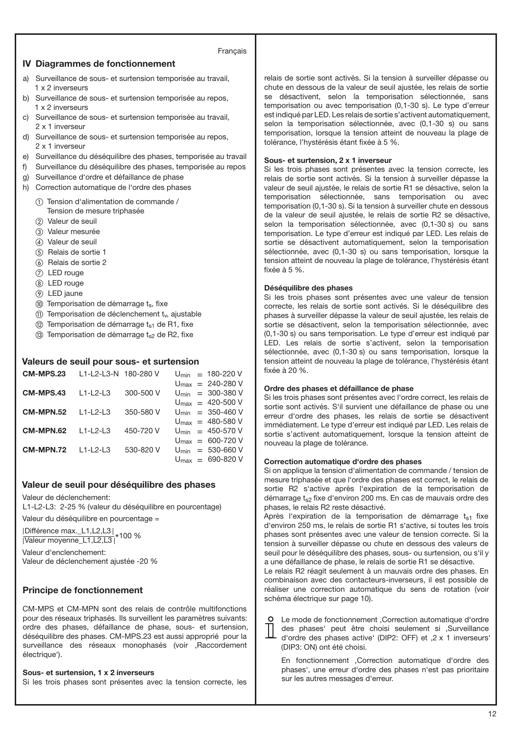## IV Diagrammes de fonctionnement

a) Surveillance de sous- et surtension temporisée au travail, 1 x 2 inverseurs
b) Surveillance de sous- et surtension temporisée au repos, 1 x 2 inverseurs
c) Surveillance de sous- et surtension temporisée au travail, 2 x 1 inverseur
d) Surveillance de sous- et surtension temporisée au repos, 2 x 1 inverseur
e) Surveillance du déséquilibre des phases, temporisée au travail
f) Surveillance du déséquilibre des phases, temporisée au repos
g) Surveillance d'ordre et défaillance de phase
h) Correction automatique de l'ordre des phases

① Tension d'alimentation de commande / Tension de mesure triphasée
② Valeur de seuil
③ Valeur mesurée
④ Valeur de seuil
⑤ Relais de sortie 1
⑥ Relais de sortie 2
⑦ LED rouge
⑧ LED rouge
⑨ LED jaune
⑩ Temporisation de démarrage $t_s$, fixe
⑪ Temporisation de déclenchement $t_v$, ajustable
⑫ Temporisation de démarrage $t_{s1}$ de R1, fixe
⑬ Temporisation de démarrage $t_{s2}$ de R2, fixe

### Valeurs de seuil pour sous- et surtension

| | | | |
|---|---|---|---|
| **CM-MPS.23** | L1-L2-L3-N | 180-280 V | $U_{min}$ = 180-220 V |
| | | | $U_{max}$ = 240-280 V |
| **CM-MPS.43** | L1-L2-L3 | 300-500 V | $U_{min}$ = 300-380 V |
| | | | $U_{max}$ = 420-500 V |
| **CM-MPN.52** | L1-L2-L3 | 350-580 V | $U_{min}$ = 350-460 V |
| | | | $U_{max}$ = 480-580 V |
| **CM-MPN.62** | L1-L2-L3 | 450-720 V | $U_{min}$ = 450-570 V |
| | | | $U_{max}$ = 600-720 V |
| **CM-MPN.72** | L1-L2-L3 | 530-820 V | $U_{min}$ = 530-660 V |
| | | | $U_{max}$ = 690-820 V |

### Valeur de seuil pour déséquilibre des phases

Valeur de déclenchement:
L1-L2-L3: 2-25 % (valeur du déséquilibre en pourcentage)

Valeur du déséquilibre en pourcentage =

$$\frac{|\text{Différence max.\_L1,L2,L3}|}{|\text{Valeur moyenne\_L1,L2,L3}|} * 100\ \%$$

Valeur d'enclenchement:
Valeur de déclenchement ajustée -20 %

### Principe de fonctionnement

CM-MPS et CM-MPN sont des relais de contrôle multifonctions pour des réseaux triphasés. Ils surveillent les paramètres suivants: ordre des phases, défaillance de phase, sous- et surtension, déséquilibre des phases. CM-MPS.23 est aussi approprié pour la surveillance des réseaux monophasés (voir ,Raccordement électrique').

**Sous- et surtension, 1 x 2 inverseurs**

Si les trois phases sont présentes avec la tension correcte, les relais de sortie sont activés. Si la tension à surveiller dépasse ou chute en dessous de la valeur de seuil ajustée, les relais de sortie se désactivent, selon la temporisation sélectionnée, sans temporisation ou avec temporisation (0,1-30 s). Le type d'erreur est indiqué par LED. Les relais de sortie s'activent automatiquement, selon la temporisation sélectionnée, avec (0,1-30 s) ou sans temporisation, lorsque la tension atteint de nouveau la plage de tolérance, l'hystérésis étant fixée à 5 %.

**Sous- et surtension, 2 x 1 inverseur**

Si les trois phases sont présentes avec la tension correcte, les relais de sortie sont activés. Si la tension à surveiller dépasse la valeur de seuil ajustée, le relais de sortie R1 se désactive, selon la temporisation sélectionnée, sans temporisation ou avec temporisation (0,1-30 s). Si la tension à surveiller chute en dessous de la valeur de seuil ajustée, le relais de sortie R2 se désactive, selon la temporisation sélectionnée, avec (0,1-30 s) ou sans temporisation. Le type d'erreur est indiqué par LED. Les relais de sortie se désactivent automatiquement, selon la temporisation sélectionnée, avec (0,1-30 s) ou sans temporisation, lorsque la tension atteint de nouveau la plage de tolérance, l'hystérésis étant fixée à 5 %.

**Déséquilibre des phases**

Si les trois phases sont présentes avec une valeur de tension correcte, les relais de sortie sont activés. Si le déséquilibre des phases à surveiller dépasse la valeur de seuil ajustée, les relais de sortie se désactivent, selon la temporisation sélectionnée, avec (0,1-30 s) ou sans temporisation. Le type d'erreur est indiqué par LED. Les relais de sortie s'activent, selon la temporisation sélectionnée, avec (0,1-30 s) ou sans temporisation, lorsque la tension atteint de nouveau la plage de tolérance, l'hystérésis étant fixée à 20 %.

**Ordre des phases et défaillance de phase**

Si les trois phases sont présentes avec l'ordre correct, les relais de sortie sont activés. S'il survient une défaillance de phase ou une erreur d'ordre des phases, les relais de sortie se désactivent immédiatement. Le type d'erreur est indiqué par LED. Les relais de sortie s'activent automatiquement, lorsque la tension atteint de nouveau la plage de tolérance.

**Correction automatique d'ordre des phases**

Si on applique la tension d'alimentation de commande / tension de mesure triphasée et que l'ordre des phases est correct, le relais de sortie R2 s'active après l'expiration de la temporisation de démarrage $t_{s2}$ fixe d'environ 200 ms. En cas de mauvais ordre des phases, le relais R2 reste désactivé.
Après l'expiration de la temporisation de démarrage $t_{s1}$ fixe d'environ 250 ms, le relais de sortie R1 s'active, si toutes les trois phases sont présentes avec une valeur de tension correcte. Si la tension à surveiller dépasse ou chute en dessous des valeurs de seuil pour le déséquilibre des phases, sous- ou surtension, ou s'il y a une défaillance de phase, le relais de sortie R1 se désactive.
Le relais R2 réagit seulement à un mauvais ordre des phases. En combinaison avec des contacteurs-inverseurs, il est possible de réaliser une correction automatique du sens de rotation (voir schéma électrique sur page 10).

Le mode de fonctionnement ,Correction automatique d'ordre des phases' peut être choisi seulement si ,Surveillance d'ordre des phases active' (DIP2: OFF) et ,2 x 1 inverseurs' (DIP3: ON) ont été choisi.

En fonctionnement ,Correction automatique d'ordre des phases', une erreur d'ordre des phases n'est pas prioritaire sur les autres messages d'erreur.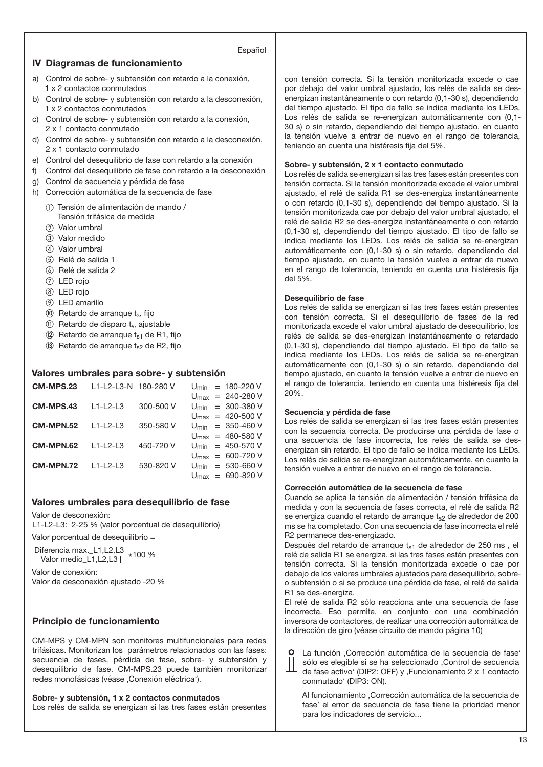## IV Diagramas de funcionamiento

a) Control de sobre- y subtensión con retardo a la conexión, 1 x 2 contactos conmutados
b) Control de sobre- y subtensión con retardo a la desconexión, 1 x 2 contactos conmutados
c) Control de sobre- y subtensión con retardo a la conexión, 2 x 1 contacto conmutado
d) Control de sobre- y subtensión con retardo a la desconexión, 2 x 1 contacto conmutado
e) Control del desequilibrio de fase con retardo a la conexión
f) Control del desequilibrio de fase con retardo a la desconexión
g) Control de secuencia y pérdida de fase
h) Corrección automática de la secuencia de fase

① Tensión de alimentación de mando / Tensión trifásica de medida
② Valor umbral
③ Valor medido
④ Valor umbral
⑤ Relé de salida 1
⑥ Relé de salida 2
⑦ LED rojo
⑧ LED rojo
⑨ LED amarillo
⑩ Retardo de arranque $t_s$, fijo
⑪ Retardo de disparo $t_v$, ajustable
⑫ Retardo de arranque $t_{s1}$ de R1, fijo
⑬ Retardo de arranque $t_{s2}$ de R2, fijo

### Valores umbrales para sobre- y subtensión

| | | | |
|---|---|---|---|
| **CM-MPS.23** | L1-L2-L3-N | 180-280 V | $U_{min}$ = 180-220 V |
| | | | $U_{max}$ = 240-280 V |
| **CM-MPS.43** | L1-L2-L3 | 300-500 V | $U_{min}$ = 300-380 V |
| | | | $U_{max}$ = 420-500 V |
| **CM-MPN.52** | L1-L2-L3 | 350-580 V | $U_{min}$ = 350-460 V |
| | | | $U_{max}$ = 480-580 V |
| **CM-MPN.62** | L1-L2-L3 | 450-720 V | $U_{min}$ = 450-570 V |
| | | | $U_{max}$ = 600-720 V |
| **CM-MPN.72** | L1-L2-L3 | 530-820 V | $U_{min}$ = 530-660 V |
| | | | $U_{max}$ = 690-820 V |

### Valores umbrales para desequilibrio de fase

Valor de desconexión:
L1-L2-L3: 2-25 % (valor porcentual de desequilibrio)

Valor porcentual de desequilibrio =

$$\frac{|\text{Diferencia max.\_L1,L2,L3}|}{|\text{Valor medio\_L1,L2,L3}|} * 100\ \%$$

Valor de conexión:
Valor de desconexión ajustado -20 %

### Principio de funcionamiento

CM-MPS y CM-MPN son monitores multifuncionales para redes trifásicas. Monitorizan los parámetros relacionados con las fases: secuencia de fases, pérdida de fase, sobre- y subtensión y desequilibrio de fase. CM-MPS.23 puede también monitorizar redes monofásicas (véase ‚Conexión eléctrica‘).

**Sobre- y subtensión, 1 x 2 contactos conmutados**
Los relés de salida se energizan si las tres fases están presentes con tensión correcta. Si la tensión monitorizada excede o cae por debajo del valor umbral ajustado, los relés de salida se des-energizan instantáneamente o con retardo (0,1-30 s), dependiendo del tiempo ajustado. El tipo de fallo se indica mediante los LEDs. Los relés de salida se re-energizan automáticamente con (0,1-30 s) o sin retardo, dependiendo del tiempo ajustado, en cuanto la tensión vuelve a entrar de nuevo en el rango de tolerancia, teniendo en cuenta una histéresis fija del 5%.

**Sobre- y subtensión, 2 x 1 contacto conmutado**
Los relés de salida se energizan si las tres fases están presentes con tensión correcta. Si la tensión monitorizada excede el valor umbral ajustado, el relé de salida R1 se des-energiza instantáneamente o con retardo (0,1-30 s), dependiendo del tiempo ajustado. Si la tensión monitorizada cae por debajo del valor umbral ajustado, el relé de salida R2 se des-energiza instantáneamente o con retardo (0,1-30 s), dependiendo del tiempo ajustado. El tipo de fallo se indica mediante los LEDs. Los relés de salida se re-energizan automáticamente con (0,1-30 s) o sin retardo, dependiendo del tiempo ajustado, en cuanto la tensión vuelve a entrar de nuevo en el rango de tolerancia, teniendo en cuenta una histéresis fija del 5%.

**Desequilibrio de fase**
Los relés de salida se energizan si las tres fases están presentes con tensión correcta. Si el desequilibrio de fases de la red monitorizada excede el valor umbral ajustado de desequilibrio, los relés de salida se des-energizan instantáneamente o retardado (0,1-30 s), dependiendo del tiempo ajustado. El tipo de fallo se indica mediante los LEDs. Los relés de salida se re-energizan automáticamente con (0,1-30 s) o sin retardo, dependiendo del tiempo ajustado, en cuanto la tensión vuelve a entrar de nuevo en el rango de tolerancia, teniendo en cuenta una histéresis fija del 20%.

**Secuencia y pérdida de fase**
Los relés de salida se energizan si las tres fases están presentes con la secuencia correcta. De producirse una pérdida de fase o una secuencia de fase incorrecta, los relés de salida se des-energizan sin retardo. El tipo de fallo se indica mediante los LEDs. Los relés de salida se re-energizan automáticamente, en cuanto la tensión vuelve a entrar de nuevo en el rango de tolerancia.

**Corrección automática de la secuencia de fase**
Cuando se aplica la tensión de alimentación / tensión trifásica de medida y con la secuencia de fases correcta, el relé de salida R2 se energiza cuando el retardo de arranque $t_{s2}$ de alrededor de 200 ms se ha completado. Con una secuencia de fase incorrecta el relé R2 permanece des-energizado.
Después del retardo de arranque $t_{s1}$ de alrededor de 250 ms , el relé de salida R1 se energiza, si las tres fases están presentes con tensión correcta. Si la tensión monitorizada excede o cae por debajo de los valores umbrales ajustados para desequilibrio, sobre- o subtensión o si se produce una pérdida de fase, el relé de salida R1 se des-energiza.
El relé de salida R2 sólo reacciona ante una secuencia de fase incorrecta. Eso permite, en conjunto con una combinación inversora de contactores, de realizar una corrección automática de la dirección de giro (véase circuito de mando página 10)

La función ‚Corrección automática de la secuencia de fase‘ sólo es elegible si se ha seleccionado ‚Control de secuencia de fase activo‘ (DIP2: OFF) y ‚Funcionamiento 2 x 1 contacto conmutado‘ (DIP3: ON).

Al funcionamiento ‚Corrección automática de la secuencia de fase‘ el error de secuencia de fase tiene la prioridad menor para los indicadores de servicio...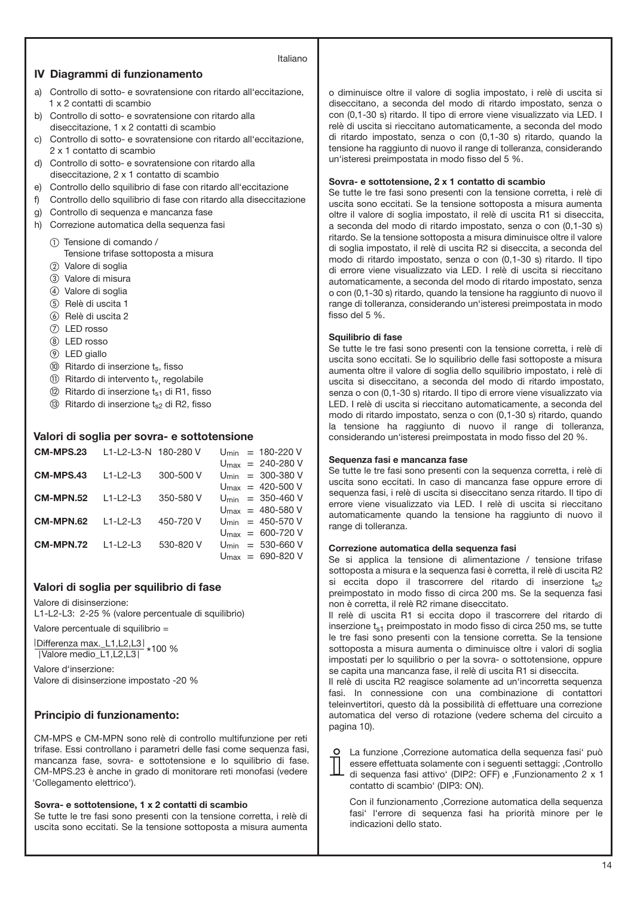Italiano

## IV Diagrammi di funzionamento

a) Controllo di sotto- e sovratensione con ritardo all'eccitazione, 1 x 2 contatti di scambio
b) Controllo di sotto- e sovratensione con ritardo alla diseccitazione, 1 x 2 contatti di scambio
c) Controllo di sotto- e sovratensione con ritardo all'eccitazione, 2 x 1 contatto di scambio
d) Controllo di sotto- e sovratensione con ritardo alla diseccitazione, 2 x 1 contatto di scambio
e) Controllo dello squilibrio di fase con ritardo all'eccitazione
f) Controllo dello squilibrio di fase con ritardo alla diseccitazione
g) Controllo di sequenza e mancanza fase
h) Correzione automatica della sequenza fasi

① Tensione di comando / Tensione trifase sottoposta a misura
② Valore di soglia
③ Valore di misura
④ Valore di soglia
⑤ Relè di uscita 1
⑥ Relè di uscita 2
⑦ LED rosso
⑧ LED rosso
⑨ LED giallo
⑩ Ritardo di inserzione $t_s$, fisso
⑪ Ritardo di intervento $t_v$, regolabile
⑫ Ritardo di inserzione $t_{s1}$ di R1, fisso
⑬ Ritardo di inserzione $t_{s2}$ di R2, fisso

### Valori di soglia per sovra- e sottotensione

| | | | |
|---|---|---|---|
| **CM-MPS.23** | L1-L2-L3-N | 180-280 V | $U_{min}$ = 180-220 V<br>$U_{max}$ = 240-280 V |
| **CM-MPS.43** | L1-L2-L3 | 300-500 V | $U_{min}$ = 300-380 V<br>$U_{max}$ = 420-500 V |
| **CM-MPN.52** | L1-L2-L3 | 350-580 V | $U_{min}$ = 350-460 V<br>$U_{max}$ = 480-580 V |
| **CM-MPN.62** | L1-L2-L3 | 450-720 V | $U_{min}$ = 450-570 V<br>$U_{max}$ = 600-720 V |
| **CM-MPN.72** | L1-L2-L3 | 530-820 V | $U_{min}$ = 530-660 V<br>$U_{max}$ = 690-820 V |

### Valori di soglia per squilibrio di fase

Valore di disinserzione:
L1-L2-L3: 2-25 % (valore percentuale di squilibrio)

Valore percentuale di squilibrio =

$$\frac{|\text{Differenza max.\_L1,L2,L3}|}{|\text{Valore medio\_L1,L2,L3}|} * 100\ \%$$

Valore d'inserzione:
Valore di disinserzione impostato -20 %

### Principio di funzionamento:

CM-MPS e CM-MPN sono relè di controllo multifunzione per reti trifase. Essi controllano i parametri delle fasi come sequenza fasi, mancanza fase, sovra- e sottotensione e lo squilibrio di fase. CM-MPS.23 è anche in grado di monitorare reti monofasi (vedere 'Collegamento elettrico').

**Sovra- e sottotensione, 1 x 2 contatti di scambio**
Se tutte le tre fasi sono presenti con la tensione corretta, i relè di uscita sono eccitati. Se la tensione sottoposta a misura aumenta o diminuisce oltre il valore di soglia impostato, i relè di uscita si diseccitano, a seconda del modo di ritardo impostato, senza o con (0,1-30 s) ritardo. Il tipo di errore viene visualizzato via LED. I relè di uscita si rieccitano automaticamente, a seconda del modo di ritardo impostato, senza o con (0,1-30 s) ritardo, quando la tensione ha raggiunto di nuovo il range di tolleranza, considerando un'isteresi preimpostata in modo fisso del 5 %.

**Sovra- e sottotensione, 2 x 1 contatto di scambio**
Se tutte le tre fasi sono presenti con la tensione corretta, i relè di uscita sono eccitati. Se la tensione sottoposta a misura aumenta oltre il valore di soglia impostato, il relè di uscita R1 si diseccita, a seconda del modo di ritardo impostato, senza o con (0,1-30 s) ritardo. Se la tensione sottoposta a misura diminuisce oltre il valore di soglia impostato, il relè di uscita R2 si diseccita, a seconda del modo di ritardo impostato, senza o con (0,1-30 s) ritardo. Il tipo di errore viene visualizzato via LED. I relè di uscita si rieccitano automaticamente, a seconda del modo di ritardo impostato, senza o con (0,1-30 s) ritardo, quando la tensione ha raggiunto di nuovo il range di tolleranza, considerando un'isteresi preimpostata in modo fisso del 5 %.

**Squilibrio di fase**
Se tutte le tre fasi sono presenti con la tensione corretta, i relè di uscita sono eccitati. Se lo squilibrio delle fasi sottoposte a misura aumenta oltre il valore di soglia dello squilibrio impostato, i relè di uscita si diseccitano, a seconda del modo di ritardo impostato, senza o con (0,1-30 s) ritardo. Il tipo di errore viene visualizzato via LED. I relè di uscita si rieccitano automaticamente, a seconda del modo di ritardo impostato, senza o con (0,1-30 s) ritardo, quando la tensione ha raggiunto di nuovo il range di tolleranza, considerando un'isteresi preimpostata in modo fisso del 20 %.

**Sequenza fasi e mancanza fase**
Se tutte le tre fasi sono presenti con la sequenza corretta, i relè di uscita sono eccitati. In caso di mancanza fase oppure errore di sequenza fasi, i relè di uscita si diseccitano senza ritardo. Il tipo di errore viene visualizzato via LED. I relè di uscita si rieccitano automaticamente quando la tensione ha raggiunto di nuovo il range di tolleranza.

**Correzione automatica della sequenza fasi**
Se si applica la tensione di alimentazione / tensione trifase sottoposta a misura e la sequenza fasi è corretta, il relè di uscita R2 si eccita dopo il trascorrere del ritardo di inserzione $t_{s2}$ preimpostato in modo fisso di circa 200 ms. Se la sequenza fasi non è corretta, il relè R2 rimane diseccitato.
Il relè di uscita R1 si eccita dopo il trascorrere del ritardo di inserzione $t_{s1}$ preimpostato in modo fisso di circa 250 ms, se tutte le tre fasi sono presenti con la tensione corretta. Se la tensione sottoposta a misura aumenta o diminuisce oltre i valori di soglia impostati per lo squilibrio o per la sovra- o sottotensione, oppure se capita una mancanza fase, il relè di uscita R1 si diseccita.
Il relè di uscita R2 reagisce solamente ad un'incorretta sequenza fasi. In connessione con una combinazione di contattori teleinvertitori, questo dà la possibilità di effettuare una correzione automatica del verso di rotazione (vedere schema del circuito a pagina 10).

La funzione ,Correzione automatica della sequenza fasi' può essere effettuata solamente con i seguenti settaggi: ,Controllo di sequenza fasi attivo' (DIP2: OFF) e ,Funzionamento 2 x 1 contatto di scambio' (DIP3: ON).

Con il funzionamento ,Correzione automatica della sequenza fasi' l'errore di sequenza fasi ha priorità minore per le indicazioni dello stato.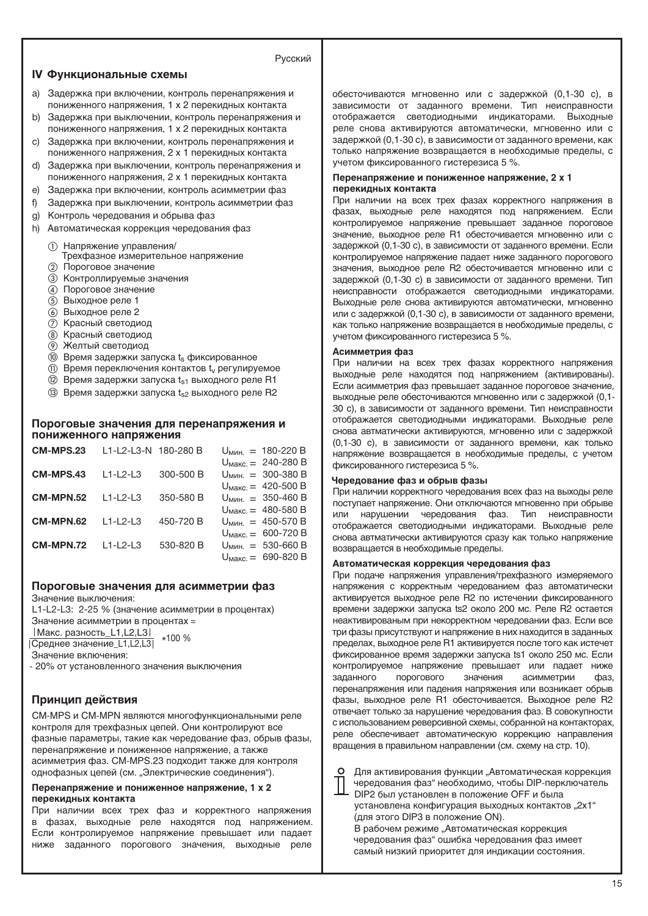## IV Функциональные схемы

a) Задержка при включении, контроль перенапряжения и пониженного напряжения, 1 x 2 перекидных контакта
b) Задержка при выключении, контроль перенапряжения и пониженного напряжения, 1 x 2 перекидных контакта
c) Задержка при включении, контроль перенапряжения и пониженного напряжения, 2 x 1 перекидных контакта
d) Задержка при выключении, контроль перенапряжения и пониженного напряжения, 2 x 1 перекидных контакта
e) Задержка при включении, контроль асимметрии фаз
f) Задержка при выключении, контроль асимметрии фаз
g) Контроль чередования и обрыва фаз
h) Автоматическая коррекция чередования фаз

① Напряжение управления/ Трехфазное измерительное напряжение
② Пороговое значение
③ Контролируемые значения
④ Пороговое значение
⑤ Выходное реле 1
⑥ Выходное реле 2
⑦ Красный светодиод
⑧ Красный светодиод
⑨ Желтый светодиод
⑩ Время задержки запуска $t_s$ фиксированное
⑪ Время переключения контактов $t_v$ регулируемое
⑫ Время задержки запуска $t_{s1}$ выходного реле R1
⑬ Время задержки запуска $t_{s2}$ выходного реле R2

### Пороговые значения для перенапряжения и пониженного напряжения

| | | | |
|---|---|---|---|
| **CM-MPS.23** | L1-L2-L3-N | 180-280 В | $U_{мин.}$ = 180-220 В |
| | | | $U_{макс.}$ = 240-280 В |
| **CM-MPS.43** | L1-L2-L3 | 300-500 В | $U_{мин.}$ = 300-380 В |
| | | | $U_{макс.}$ = 420-500 В |
| **CM-MPN.52** | L1-L2-L3 | 350-580 В | $U_{мин.}$ = 350-460 В |
| | | | $U_{макс.}$ = 480-580 В |
| **CM-MPN.62** | L1-L2-L3 | 450-720 В | $U_{мин.}$ = 450-570 В |
| | | | $U_{макс.}$ = 600-720 В |
| **CM-MPN.72** | L1-L2-L3 | 530-820 В | $U_{мин.}$ = 530-660 В |
| | | | $U_{макс.}$ = 690-820 В |

### Пороговые значения для асимметрии фаз

Значение выключения:
L1-L2-L3: 2-25 % (значение асимметрии в процентах)
Значение асимметрии в процентах =

$$\frac{|\text{Макс. разность\_L1,L2,L3}|}{|\text{Среднее значение\_L1,L2,L3}|} * 100\ \%$$

Значение включения:
- 20% от установленного значения выключения

### Принцип действия

CM-MPS и CM-MPN являются многофункциональными реле контроля для трехфазных цепей. Они контролируют все фазные параметры, такие как чередование фаз, обрыв фазы, перенапряжение и пониженное напряжение, а также асимметрия фаз. CM-MPS.23 подходит также для контроля однофазных цепей (см. „Электрические соединения").

**Перенапряжение и пониженное напряжение, 1 x 2 перекидных контакта**

При наличии всех трех фаз и корректного напряжения в фазах, выходные реле находятся под напряжением. Если контролируемое напряжение превышает или падает ниже заданного порогового значения, выходные реле обесточиваются мгновенно или с задержкой (0,1-30 с), в зависимости от заданного времени. Тип неисправности отображается светодиодными индикаторами. Выходные реле снова активируются автоматически, мгновенно или с задержкой (0,1-30 с), в зависимости от заданного времени, как только напряжение возвращается в необходимые пределы, с учетом фиксированного гистерезиса 5 %.

**Перенапряжение и пониженное напряжение, 2 x 1 перекидных контакта**

При наличии на всех трех фазах корректного напряжения в фазах, выходные реле находятся под напряжением. Если контролируемое напряжение превышает заданное пороговое значение, выходное реле R1 обесточивается мгновенно или с задержкой (0,1-30 с), в зависимости от заданного времени. Если контролируемое напряжение падает ниже заданного порогового значения, выходное реле R2 обесточивается мгновенно или с задержкой (0,1-30 с) в зависимости от заданного времени. Тип неисправности отображается светодиодными индикаторами. Выходные реле снова активируются автоматически, мгновенно или с задержкой (0,1-30 с), в зависимости от заданного времени, как только напряжение возвращается в необходимые пределы, с учетом фиксированного гистерезиса 5 %.

**Асимметрия фаз**

При наличии на всех трех фазах корректного напряжения выходные реле находятся под напряжением (активированы). Если асимметрия фаз превышает заданное пороговое значение, выходные реле обесточиваются мгновенно или с задержкой (0,1-30 с), в зависимости от заданного времени. Тип неисправности отображается светодиодными индикаторами. Выходные реле снова автматически активируются, мгновенно или с задержкой (0,1-30 с), в зависимости от заданного времени, как только напряжение возвращается в необходимые пределы, с учетом фиксированного гистерезиса 5 %.

**Чередование фаз и обрыв фазы**

При наличии корректного чередования всех фаз на выходы реле поступает напряжение. Они отключаются мгновенно при обрыве или нарушении чередования фаз. Тип неисправности отображается светодиодными индикаторами. Выходные реле снова автматически активируются сразу как только напряжение возвращается в необходимые пределы.

**Автоматическая коррекция чередования фаз**

При подаче напряжения управления/трехфазного измеряемого напряжения с корректным чередованием фаз автоматически активируется выходное реле R2 по истечении фиксированного времени задержки запуска ts2 около 200 мс. Реле R2 остается неактивированым при некорректном чередовании фаз. Если все три фазы присутствуют и напряжение в них находится в заданных пределах, выходное реле R1 активируется после того как истечет фиксированное время задержки запуска ts1 около 250 мс. Если контролируемое напряжение превышает или падает ниже заданного порогового значения асимметрии фаз, перенапряжения или падения напряжения или возникает обрыв фазы, выходное реле R1 обесточивается. Выходное реле R2 отвечает только за нарушение чередования фаз. В совокупности с использованием реверсивной схемы, собранной на контакторах, реле обеспечивает автоматическую коррекцию направления вращения в правильном направлении (см. схему на стр. 10).

Для активирования функции „Автоматическая коррекция чередования фаз" необходимо, чтобы DIP-переключатель DIP2 был установлен в положение OFF и была установлена конфигурация выходных контактов „2x1" (для этого DIP3 в положение ON).
В рабочем режиме „Автоматическая коррекция чередования фаз" ошибка чередования фаз имеет самый низкий приоритет для индикации состояния.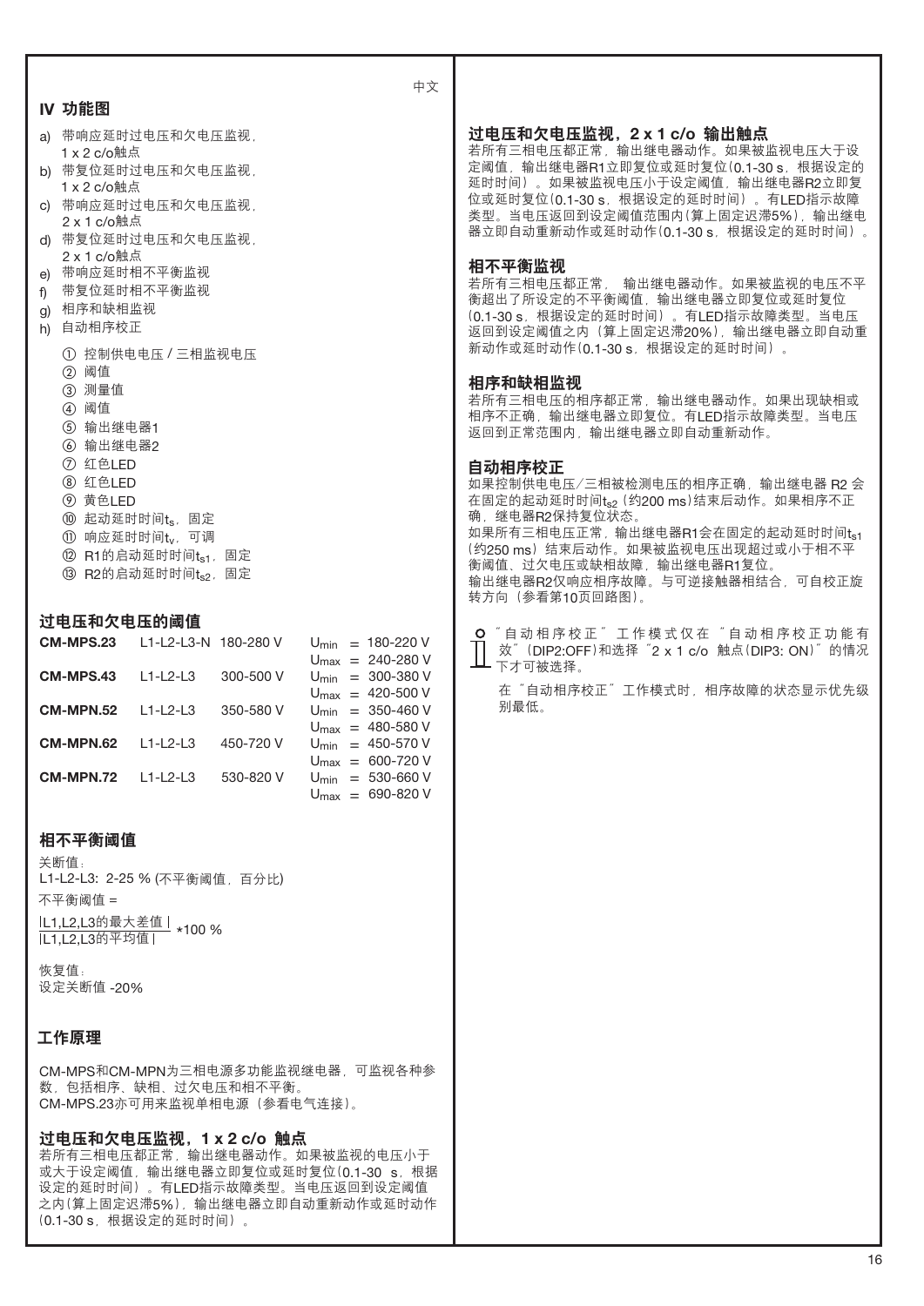## IV 功能图

a) 带响应延时过电压和欠电压监视，1 x 2 c/o触点
b) 带复位延时过电压和欠电压监视，1 x 2 c/o触点
c) 带响应延时过电压和欠电压监视，2 x 1 c/o触点
d) 带复位延时过电压和欠电压监视，2 x 1 c/o触点
e) 带响应延时相不平衡监视
f) 带复位延时相不平衡监视
g) 相序和缺相监视
h) 自动相序校正

① 控制供电电压 / 三相监视电压
② 阈值
③ 测量值
④ 阈值
⑤ 输出继电器1
⑥ 输出继电器2
⑦ 红色LED
⑧ 红色LED
⑨ 黄色LED
⑩ 起动延时时间$t_s$，固定
⑪ 响应延时时间$t_v$，可调
⑫ R1的启动延时时间$t_{s1}$，固定
⑬ R2的启动延时时间$t_{s2}$，固定

### 过电压和欠电压的阈值

| | | | |
|---|---|---|---|
| **CM-MPS.23** | L1-L2-L3-N | 180-280 V | $U_{min}$ = 180-220 V |
| | | | $U_{max}$ = 240-280 V |
| **CM-MPS.43** | L1-L2-L3 | 300-500 V | $U_{min}$ = 300-380 V |
| | | | $U_{max}$ = 420-500 V |
| **CM-MPN.52** | L1-L2-L3 | 350-580 V | $U_{min}$ = 350-460 V |
| | | | $U_{max}$ = 480-580 V |
| **CM-MPN.62** | L1-L2-L3 | 450-720 V | $U_{min}$ = 450-570 V |
| | | | $U_{max}$ = 600-720 V |
| **CM-MPN.72** | L1-L2-L3 | 530-820 V | $U_{min}$ = 530-660 V |
| | | | $U_{max}$ = 690-820 V |

### 相不平衡阈值

关断值：
L1-L2-L3: 2-25 % (不平衡阈值，百分比)

不平衡阈值 =

$$\frac{|L1,L2,L3\text{的最大差值}|}{|L1,L2,L3\text{的平均值}|} * 100\ \%$$

恢复值：
设定关断值 -20%

### 工作原理

CM-MPS和CM-MPN为三相电源多功能监视继电器，可监视各种参数，包括相序、缺相、过欠电压和相不平衡。
CM-MPS.23亦可用来监视单相电源（参看电气连接）。

### 过电压和欠电压监视，1 x 2 c/o 触点

若所有三相电压都正常，输出继电器动作。如果被监视的电压小于或大于设定阈值，输出继电器立即复位或延时复位(0.1-30 s，根据设定的延时时间）。有LED指示故障类型。当电压返回到设定阈值之内(算上固定迟滞5%)，输出继电器立即自动重新动作或延时动作(0.1-30 s，根据设定的延时时间）。

### 过电压和欠电压监视，2 x 1 c/o 输出触点

若所有三相电压都正常，输出继电器动作。如果被监视电压大于设定阈值，输出继电器R1立即复位或延时复位(0.1-30 s，根据设定的延时时间）。如果被监视电压小于设定阈值，输出继电器R2立即复位或延时复位(0.1-30 s，根据设定的延时时间）。有LED指示故障类型。当电压返回到设定阈值范围内(算上固定迟滞5%)，输出继电器立即自动重新动作或延时动作(0.1-30 s，根据设定的延时时间）。

### 相不平衡监视

若所有三相电压都正常， 输出继电器动作。如果被监视的电压不平衡超出了所设定的不平衡阈值，输出继电器立即复位或延时复位(0.1-30 s，根据设定的延时时间）。有LED指示故障类型。当电压返回到设定阈值之内（算上固定迟滞20%），输出继电器立即自动重新动作或延时动作(0.1-30 s，根据设定的延时时间）。

### 相序和缺相监视

若所有三相电压的相序都正常，输出继电器动作。如果出现缺相或相序不正确，输出继电器立即复位。有LED指示故障类型。当电压返回到正常范围内，输出继电器立即自动重新动作。

### 自动相序校正

如果控制供电电压/三相被检测电压的相序正确，输出继电器 R2 会在固定的起动延时时间$t_{s2}$（约200 ms)结束后动作。如果相序不正确，继电器R2保持复位状态。
如果所有三相电压正常，输出继电器R1会在固定的起动延时时间$t_{s1}$（约250 ms）结束后动作。如果被监视电压出现超过或小于相不平衡阈值、过欠电压或缺相故障，输出继电器R1复位。
输出继电器R2仅响应相序故障。与可逆接触器相结合，可自校正旋转方向（参看第10页回路图）。

"自动相序校正" 工作模式仅在 "自动相序校正功能有效"(DIP2:OFF)和选择 "2 x 1 c/o 触点(DIP3: ON)" 的情况下才可被选择。

在 "自动相序校正" 工作模式时，相序故障的状态显示优先级别最低。